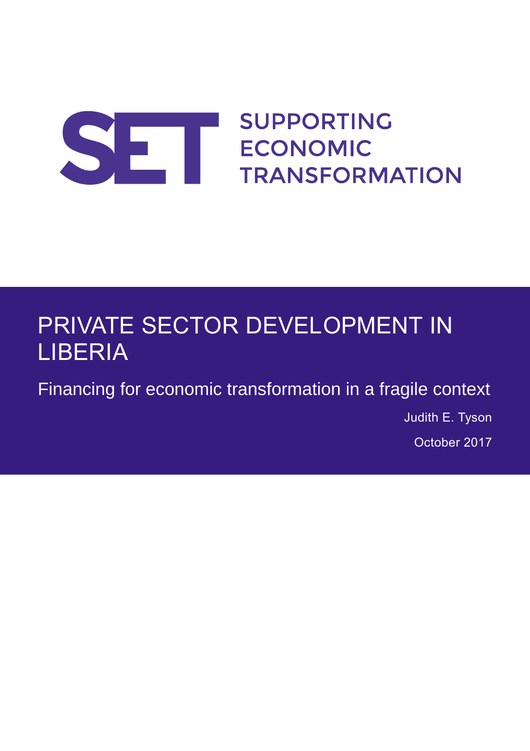SUPPORTING ECONOMIC TRANSFORMATION

# PRIVATE SECTOR DEVELOPMENT IN LIBERIA

## Financing for economic transformation in a fragile context

Judith E. Tyson

October 2017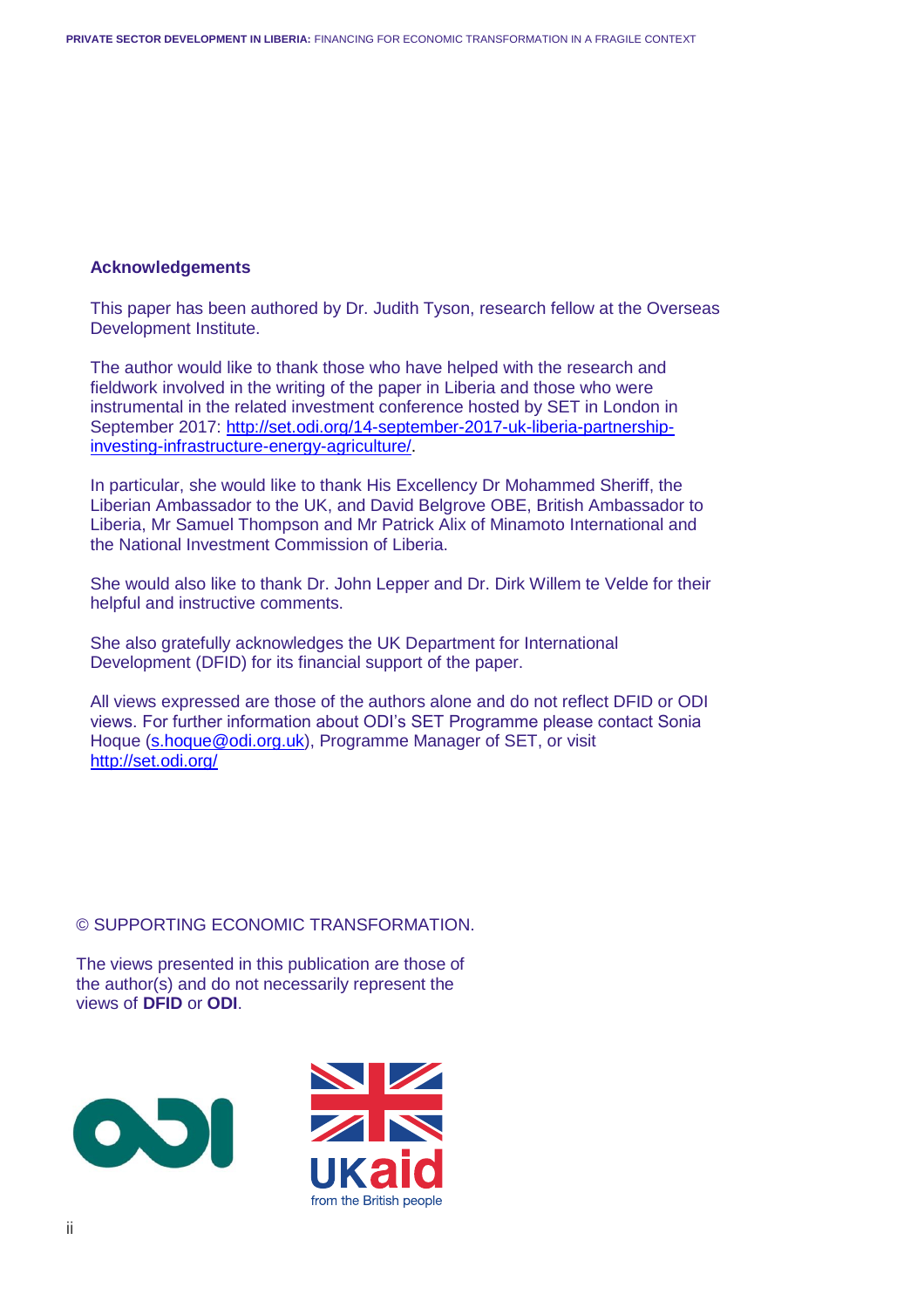## Acknowledgements

This paper has been authored by Dr. Judith Tyson, research fellow at the Overseas Development Institute.

The author would like to thank those who have helped with the research and fieldwork involved in the writing of the paper in Liberia and those who were instrumental in the related investment conference hosted by SET in London in September 2017: [http://set.odi.org/14-september-2017-uk-liberia-partnership-investing-infrastructure-energy-agriculture/](http://set.odi.org/14-september-2017-uk-liberia-partnership-investing-infrastructure-energy-agriculture/).

In particular, she would like to thank His Excellency Dr Mohammed Sheriff, the Liberian Ambassador to the UK, and David Belgrove OBE, British Ambassador to Liberia, Mr Samuel Thompson and Mr Patrick Alix of Minamoto International and the National Investment Commission of Liberia.

She would also like to thank Dr. John Lepper and Dr. Dirk Willem te Velde for their helpful and instructive comments.

She also gratefully acknowledges the UK Department for International Development (DFID) for its financial support of the paper.

All views expressed are those of the authors alone and do not reflect DFID or ODI views. For further information about ODI's SET Programme please contact Sonia Hoque ([s.hoque@odi.org.uk](mailto:s.hoque@odi.org.uk)), Programme Manager of SET, or visit [http://set.odi.org/](http://set.odi.org/)

© SUPPORTING ECONOMIC TRANSFORMATION.

The views presented in this publication are those of the author(s) and do not necessarily represent the views of **DFID** or **ODI**.

UKaid from the British people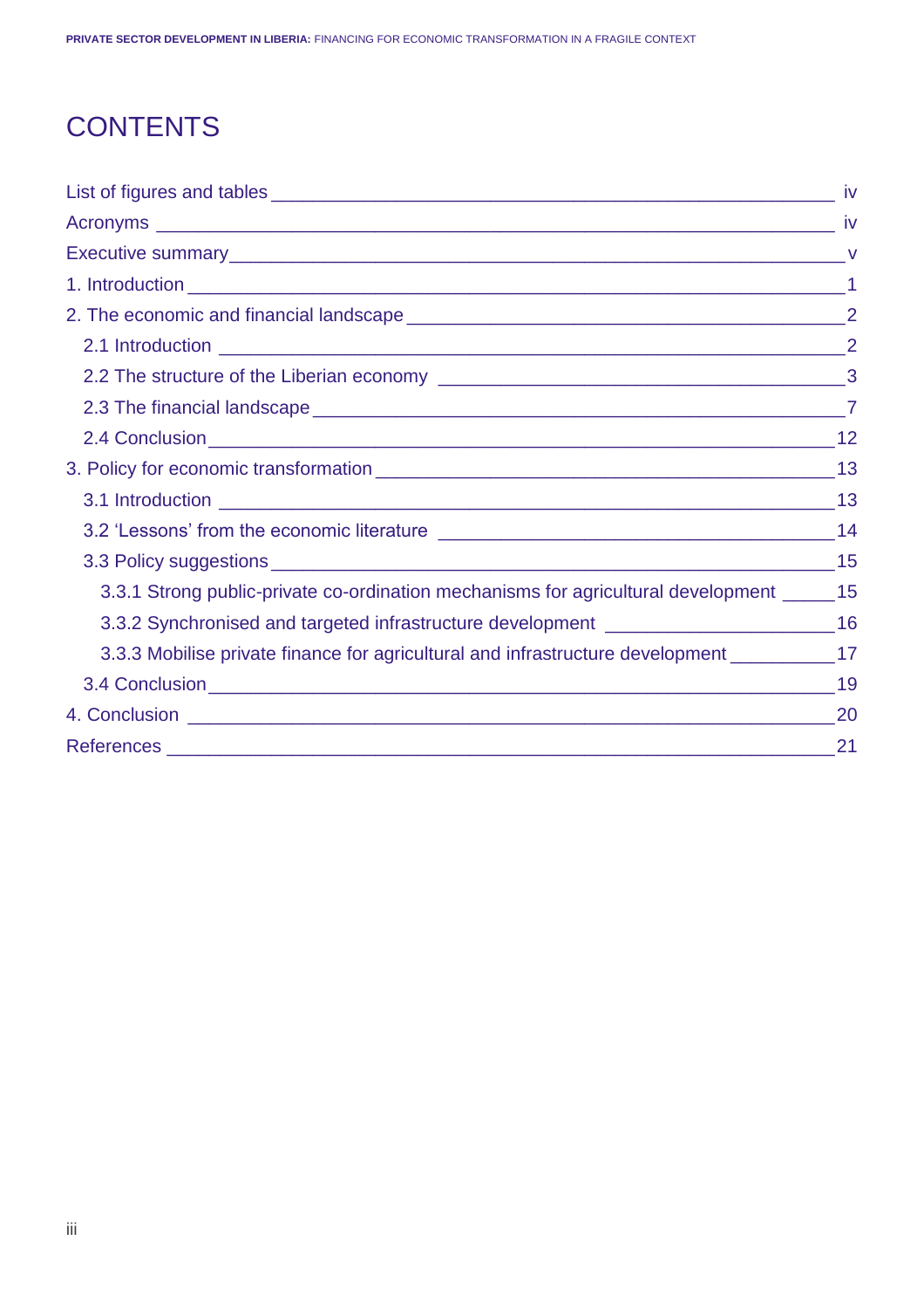# CONTENTS

- List of figures and tables — iv
- Acronyms — iv
- Executive summary — v
- 1. Introduction — 1
- 2. The economic and financial landscape — 2
  - 2.1 Introduction — 2
  - 2.2 The structure of the Liberian economy — 3
  - 2.3 The financial landscape — 7
  - 2.4 Conclusion — 12
- 3. Policy for economic transformation — 13
  - 3.1 Introduction — 13
  - 3.2 'Lessons' from the economic literature — 14
  - 3.3 Policy suggestions — 15
    - 3.3.1 Strong public-private co-ordination mechanisms for agricultural development — 15
    - 3.3.2 Synchronised and targeted infrastructure development — 16
    - 3.3.3 Mobilise private finance for agricultural and infrastructure development — 17
  - 3.4 Conclusion — 19
- 4. Conclusion — 20
- References — 21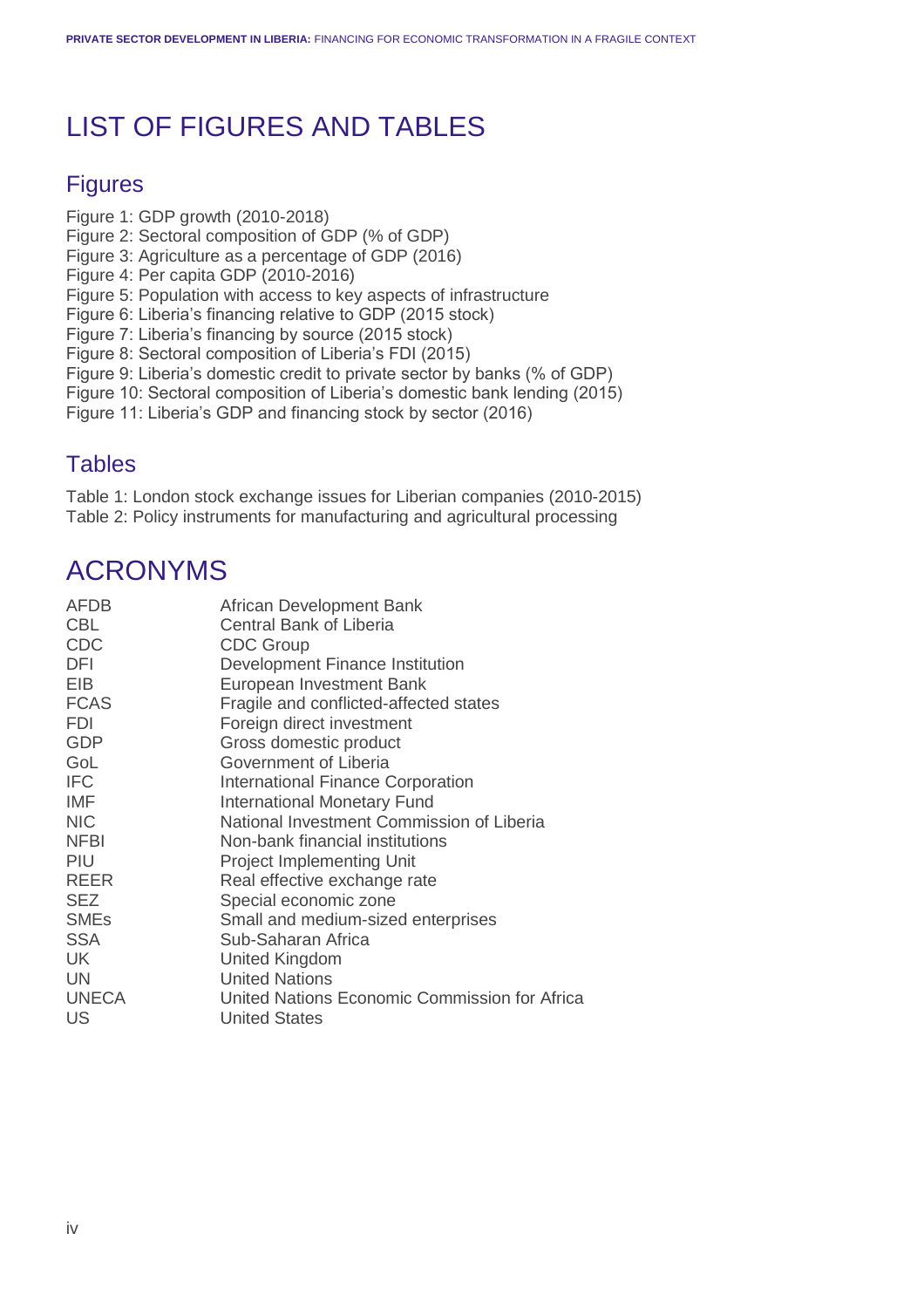# LIST OF FIGURES AND TABLES

## Figures

Figure 1: GDP growth (2010-2018)
Figure 2: Sectoral composition of GDP (% of GDP)
Figure 3: Agriculture as a percentage of GDP (2016)
Figure 4: Per capita GDP (2010-2016)
Figure 5: Population with access to key aspects of infrastructure
Figure 6: Liberia's financing relative to GDP (2015 stock)
Figure 7: Liberia's financing by source (2015 stock)
Figure 8: Sectoral composition of Liberia's FDI (2015)
Figure 9: Liberia's domestic credit to private sector by banks (% of GDP)
Figure 10: Sectoral composition of Liberia's domestic bank lending (2015)
Figure 11: Liberia's GDP and financing stock by sector (2016)

## Tables

Table 1: London stock exchange issues for Liberian companies (2010-2015)
Table 2: Policy instruments for manufacturing and agricultural processing

# ACRONYMS

| | |
|---|---|
| AFDB | African Development Bank |
| CBL | Central Bank of Liberia |
| CDC | CDC Group |
| DFI | Development Finance Institution |
| EIB | European Investment Bank |
| FCAS | Fragile and conflicted-affected states |
| FDI | Foreign direct investment |
| GDP | Gross domestic product |
| GoL | Government of Liberia |
| IFC | International Finance Corporation |
| IMF | International Monetary Fund |
| NIC | National Investment Commission of Liberia |
| NFBI | Non-bank financial institutions |
| PIU | Project Implementing Unit |
| REER | Real effective exchange rate |
| SEZ | Special economic zone |
| SMEs | Small and medium-sized enterprises |
| SSA | Sub-Saharan Africa |
| UK | United Kingdom |
| UN | United Nations |
| UNECA | United Nations Economic Commission for Africa |
| US | United States |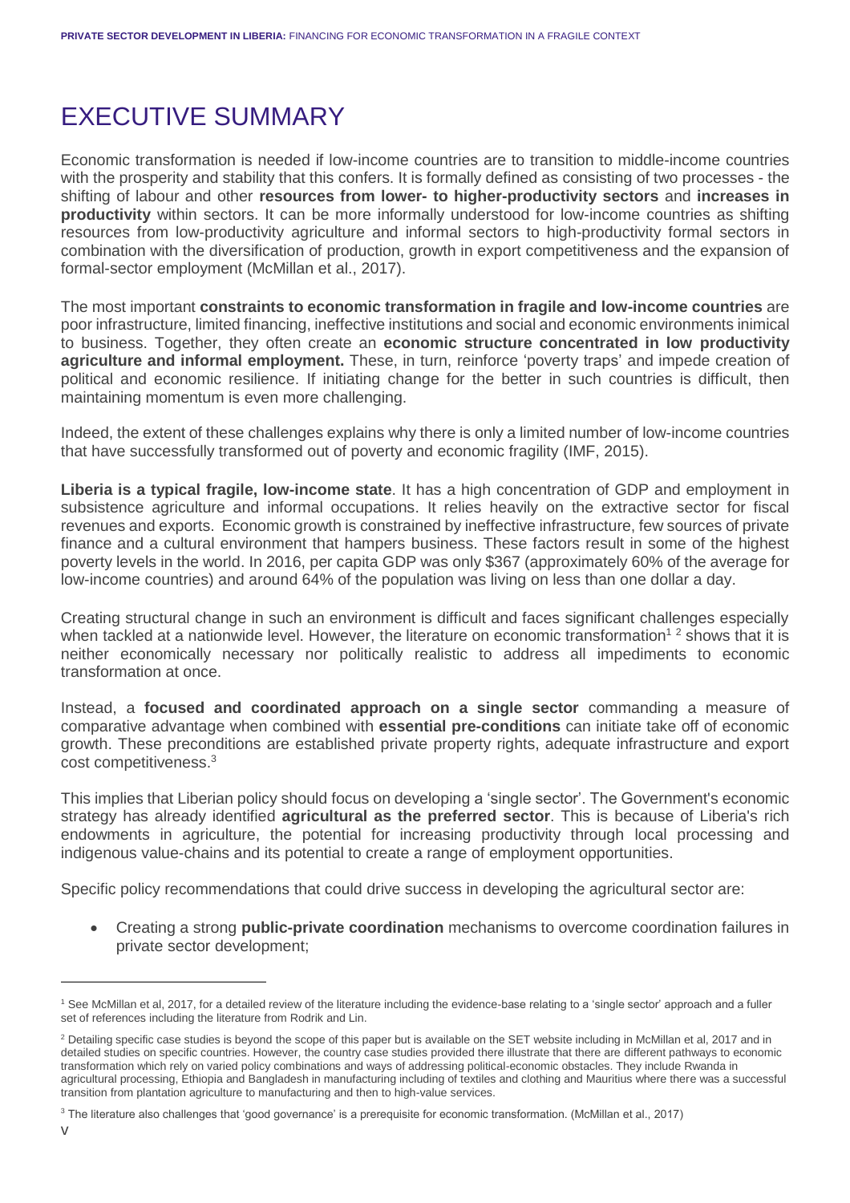# EXECUTIVE SUMMARY

Economic transformation is needed if low-income countries are to transition to middle-income countries with the prosperity and stability that this confers. It is formally defined as consisting of two processes - the shifting of labour and other **resources from lower- to higher-productivity sectors** and **increases in productivity** within sectors. It can be more informally understood for low-income countries as shifting resources from low-productivity agriculture and informal sectors to high-productivity formal sectors in combination with the diversification of production, growth in export competitiveness and the expansion of formal-sector employment (McMillan et al., 2017).

The most important **constraints to economic transformation in fragile and low-income countries** are poor infrastructure, limited financing, ineffective institutions and social and economic environments inimical to business. Together, they often create an **economic structure concentrated in low productivity agriculture and informal employment.** These, in turn, reinforce 'poverty traps' and impede creation of political and economic resilience. If initiating change for the better in such countries is difficult, then maintaining momentum is even more challenging.

Indeed, the extent of these challenges explains why there is only a limited number of low-income countries that have successfully transformed out of poverty and economic fragility (IMF, 2015).

**Liberia is a typical fragile, low-income state**. It has a high concentration of GDP and employment in subsistence agriculture and informal occupations. It relies heavily on the extractive sector for fiscal revenues and exports. Economic growth is constrained by ineffective infrastructure, few sources of private finance and a cultural environment that hampers business. These factors result in some of the highest poverty levels in the world. In 2016, per capita GDP was $367 (approximately 60% of the average for low-income countries) and around 64% of the population was living on less than one dollar a day.

Creating structural change in such an environment is difficult and faces significant challenges especially when tackled at a nationwide level. However, the literature on economic transformation[1] [2] shows that it is neither economically necessary nor politically realistic to address all impediments to economic transformation at once.

Instead, a **focused and coordinated approach on a single sector** commanding a measure of comparative advantage when combined with **essential pre-conditions** can initiate take off of economic growth. These preconditions are established private property rights, adequate infrastructure and export cost competitiveness.[3]

This implies that Liberian policy should focus on developing a 'single sector'. The Government's economic strategy has already identified **agricultural as the preferred sector**. This is because of Liberia's rich endowments in agriculture, the potential for increasing productivity through local processing and indigenous value-chains and its potential to create a range of employment opportunities.

Specific policy recommendations that could drive success in developing the agricultural sector are:

- Creating a strong **public-private coordination** mechanisms to overcome coordination failures in private sector development;

[1] See McMillan et al, 2017, for a detailed review of the literature including the evidence-base relating to a 'single sector' approach and a fuller set of references including the literature from Rodrik and Lin.

[2] Detailing specific case studies is beyond the scope of this paper but is available on the SET website including in McMillan et al, 2017 and in detailed studies on specific countries. However, the country case studies provided there illustrate that there are different pathways to economic transformation which rely on varied policy combinations and ways of addressing political-economic obstacles. They include Rwanda in agricultural processing, Ethiopia and Bangladesh in manufacturing including of textiles and clothing and Mauritius where there was a successful transition from plantation agriculture to manufacturing and then to high-value services.

[3] The literature also challenges that 'good governance' is a prerequisite for economic transformation. (McMillan et al., 2017)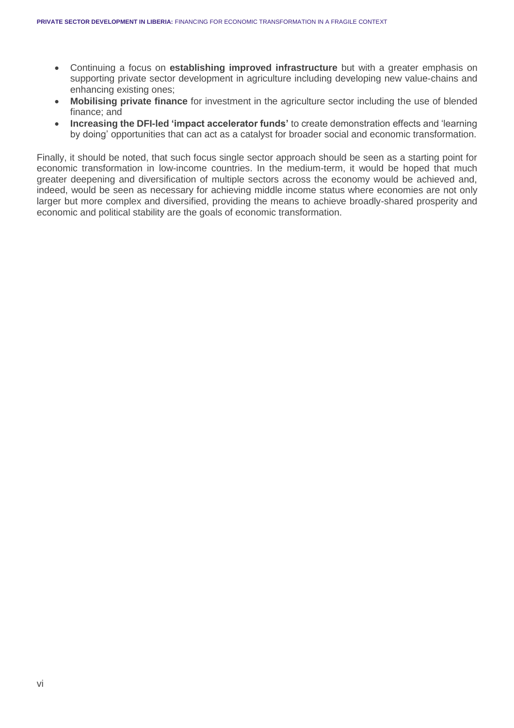- Continuing a focus on **establishing improved infrastructure** but with a greater emphasis on supporting private sector development in agriculture including developing new value-chains and enhancing existing ones;
- **Mobilising private finance** for investment in the agriculture sector including the use of blended finance; and
- **Increasing the DFI-led 'impact accelerator funds'** to create demonstration effects and 'learning by doing' opportunities that can act as a catalyst for broader social and economic transformation.

Finally, it should be noted, that such focus single sector approach should be seen as a starting point for economic transformation in low-income countries. In the medium-term, it would be hoped that much greater deepening and diversification of multiple sectors across the economy would be achieved and, indeed, would be seen as necessary for achieving middle income status where economies are not only larger but more complex and diversified, providing the means to achieve broadly-shared prosperity and economic and political stability are the goals of economic transformation.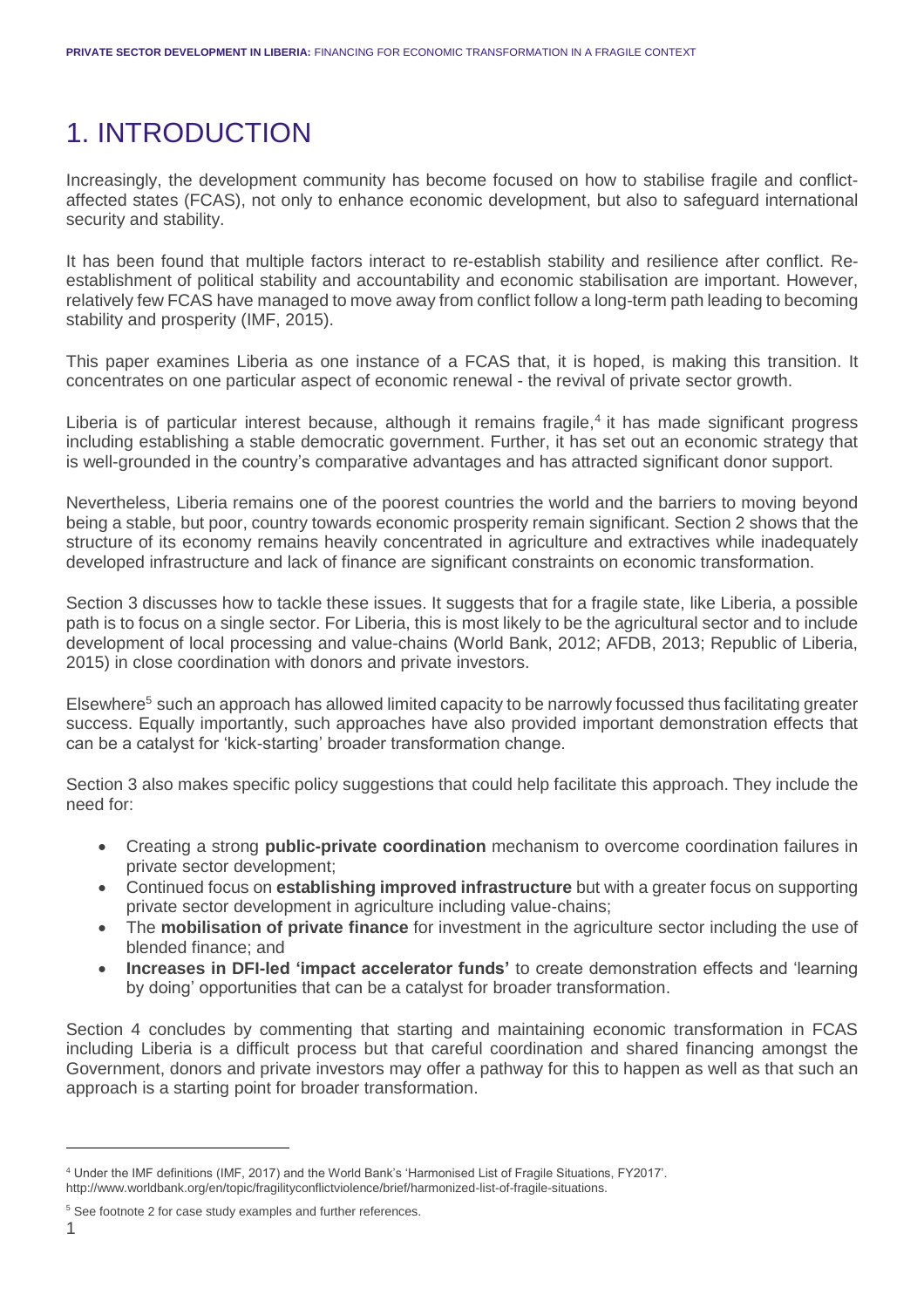# 1. INTRODUCTION

Increasingly, the development community has become focused on how to stabilise fragile and conflict-affected states (FCAS), not only to enhance economic development, but also to safeguard international security and stability.

It has been found that multiple factors interact to re-establish stability and resilience after conflict. Re-establishment of political stability and accountability and economic stabilisation are important. However, relatively few FCAS have managed to move away from conflict follow a long-term path leading to becoming stability and prosperity (IMF, 2015).

This paper examines Liberia as one instance of a FCAS that, it is hoped, is making this transition. It concentrates on one particular aspect of economic renewal - the revival of private sector growth.

Liberia is of particular interest because, although it remains fragile,[4] it has made significant progress including establishing a stable democratic government. Further, it has set out an economic strategy that is well-grounded in the country's comparative advantages and has attracted significant donor support.

Nevertheless, Liberia remains one of the poorest countries the world and the barriers to moving beyond being a stable, but poor, country towards economic prosperity remain significant. Section 2 shows that the structure of its economy remains heavily concentrated in agriculture and extractives while inadequately developed infrastructure and lack of finance are significant constraints on economic transformation.

Section 3 discusses how to tackle these issues. It suggests that for a fragile state, like Liberia, a possible path is to focus on a single sector. For Liberia, this is most likely to be the agricultural sector and to include development of local processing and value-chains (World Bank, 2012; AFDB, 2013; Republic of Liberia, 2015) in close coordination with donors and private investors.

Elsewhere[5] such an approach has allowed limited capacity to be narrowly focussed thus facilitating greater success. Equally importantly, such approaches have also provided important demonstration effects that can be a catalyst for 'kick-starting' broader transformation change.

Section 3 also makes specific policy suggestions that could help facilitate this approach. They include the need for:

- Creating a strong **public-private coordination** mechanism to overcome coordination failures in private sector development;
- Continued focus on **establishing improved infrastructure** but with a greater focus on supporting private sector development in agriculture including value-chains;
- The **mobilisation of private finance** for investment in the agriculture sector including the use of blended finance; and
- **Increases in DFI-led 'impact accelerator funds'** to create demonstration effects and 'learning by doing' opportunities that can be a catalyst for broader transformation.

Section 4 concludes by commenting that starting and maintaining economic transformation in FCAS including Liberia is a difficult process but that careful coordination and shared financing amongst the Government, donors and private investors may offer a pathway for this to happen as well as that such an approach is a starting point for broader transformation.

---

[4] Under the IMF definitions (IMF, 2017) and the World Bank's 'Harmonised List of Fragile Situations, FY2017'. http://www.worldbank.org/en/topic/fragilityconflictviolence/brief/harmonized-list-of-fragile-situations.

[5] See footnote 2 for case study examples and further references.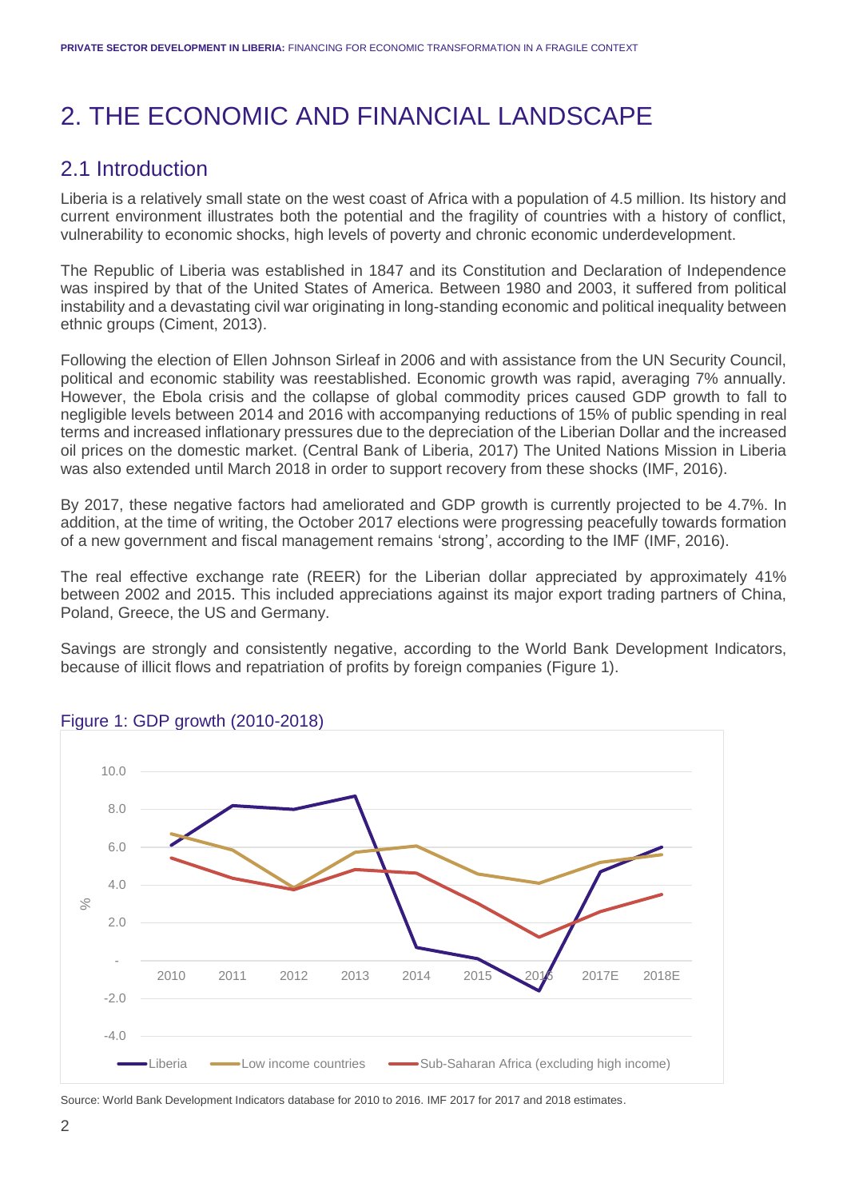# 2. THE ECONOMIC AND FINANCIAL LANDSCAPE

## 2.1 Introduction

Liberia is a relatively small state on the west coast of Africa with a population of 4.5 million. Its history and current environment illustrates both the potential and the fragility of countries with a history of conflict, vulnerability to economic shocks, high levels of poverty and chronic economic underdevelopment.

The Republic of Liberia was established in 1847 and its Constitution and Declaration of Independence was inspired by that of the United States of America. Between 1980 and 2003, it suffered from political instability and a devastating civil war originating in long-standing economic and political inequality between ethnic groups (Ciment, 2013).

Following the election of Ellen Johnson Sirleaf in 2006 and with assistance from the UN Security Council, political and economic stability was reestablished. Economic growth was rapid, averaging 7% annually. However, the Ebola crisis and the collapse of global commodity prices caused GDP growth to fall to negligible levels between 2014 and 2016 with accompanying reductions of 15% of public spending in real terms and increased inflationary pressures due to the depreciation of the Liberian Dollar and the increased oil prices on the domestic market. (Central Bank of Liberia, 2017) The United Nations Mission in Liberia was also extended until March 2018 in order to support recovery from these shocks (IMF, 2016).

By 2017, these negative factors had ameliorated and GDP growth is currently projected to be 4.7%. In addition, at the time of writing, the October 2017 elections were progressing peacefully towards formation of a new government and fiscal management remains 'strong', according to the IMF (IMF, 2016).

The real effective exchange rate (REER) for the Liberian dollar appreciated by approximately 41% between 2002 and 2015. This included appreciations against its major export trading partners of China, Poland, Greece, the US and Germany.

Savings are strongly and consistently negative, according to the World Bank Development Indicators, because of illicit flows and repatriation of profits by foreign companies (Figure 1).

Figure 1: GDP growth (2010-2018)

Source: World Bank Development Indicators database for 2010 to 2016. IMF 2017 for 2017 and 2018 estimates.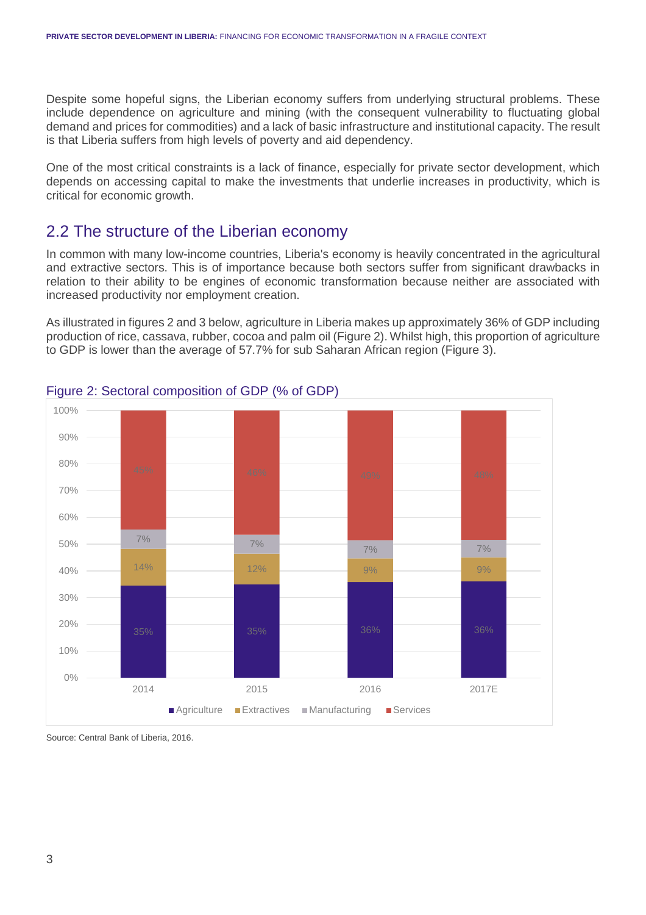Despite some hopeful signs, the Liberian economy suffers from underlying structural problems. These include dependence on agriculture and mining (with the consequent vulnerability to fluctuating global demand and prices for commodities) and a lack of basic infrastructure and institutional capacity. The result is that Liberia suffers from high levels of poverty and aid dependency.

One of the most critical constraints is a lack of finance, especially for private sector development, which depends on accessing capital to make the investments that underlie increases in productivity, which is critical for economic growth.

## 2.2 The structure of the Liberian economy

In common with many low-income countries, Liberia's economy is heavily concentrated in the agricultural and extractive sectors. This is of importance because both sectors suffer from significant drawbacks in relation to their ability to be engines of economic transformation because neither are associated with increased productivity nor employment creation.

As illustrated in figures 2 and 3 below, agriculture in Liberia makes up approximately 36% of GDP including production of rice, cassava, rubber, cocoa and palm oil (Figure 2). Whilst high, this proportion of agriculture to GDP is lower than the average of 57.7% for sub Saharan African region (Figure 3).

Figure 2: Sectoral composition of GDP (% of GDP)

| | 2014 | 2015 | 2016 | 2017E |
|---|---|---|---|---|
| Agriculture | 35% | 35% | 36% | 36% |
| Extractives | 14% | 12% | 9% | 9% |
| Manufacturing | 7% | 7% | 7% | 7% |
| Services | 45% | 46% | 48% | 48% |

Source: Central Bank of Liberia, 2016.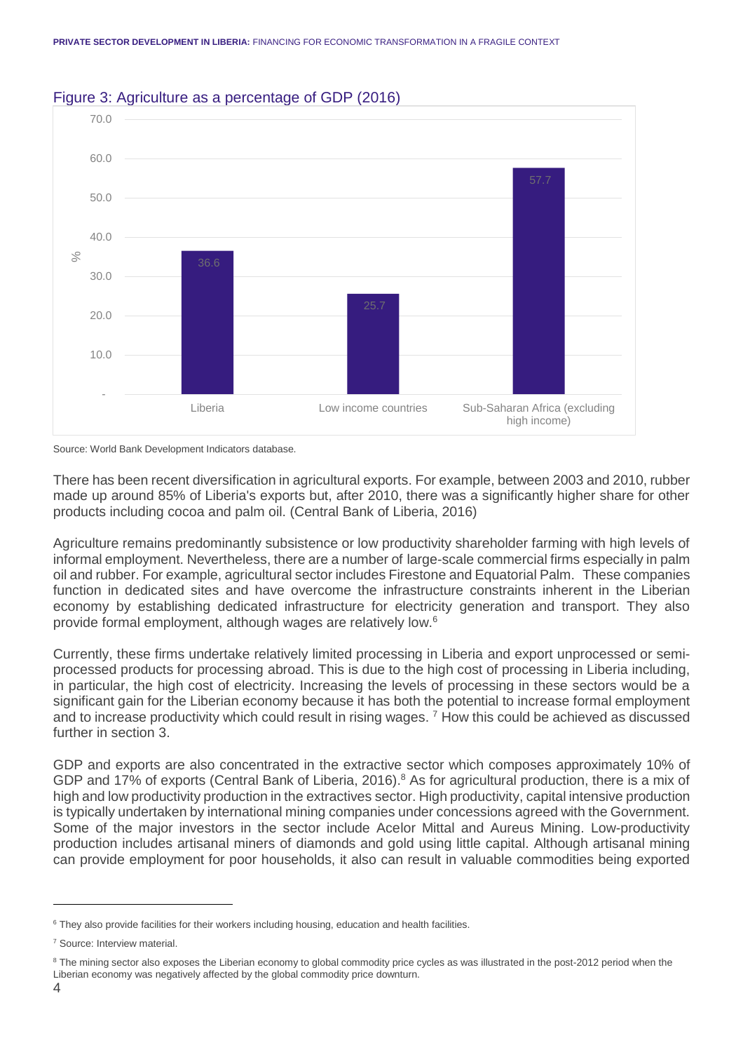Figure 3: Agriculture as a percentage of GDP (2016)

| | % |
|---|---|
| Liberia | 36.6 |
| Low income countries | 25.7 |
| Sub-Saharan Africa (excluding high income) | 57.7 |

Source: World Bank Development Indicators database.

There has been recent diversification in agricultural exports. For example, between 2003 and 2010, rubber made up around 85% of Liberia's exports but, after 2010, there was a significantly higher share for other products including cocoa and palm oil. (Central Bank of Liberia, 2016)

Agriculture remains predominantly subsistence or low productivity shareholder farming with high levels of informal employment. Nevertheless, there are a number of large-scale commercial firms especially in palm oil and rubber. For example, agricultural sector includes Firestone and Equatorial Palm. These companies function in dedicated sites and have overcome the infrastructure constraints inherent in the Liberian economy by establishing dedicated infrastructure for electricity generation and transport. They also provide formal employment, although wages are relatively low.[6]

Currently, these firms undertake relatively limited processing in Liberia and export unprocessed or semi-processed products for processing abroad. This is due to the high cost of processing in Liberia including, in particular, the high cost of electricity. Increasing the levels of processing in these sectors would be a significant gain for the Liberian economy because it has both the potential to increase formal employment and to increase productivity which could result in rising wages.[7] How this could be achieved as discussed further in section 3.

GDP and exports are also concentrated in the extractive sector which composes approximately 10% of GDP and 17% of exports (Central Bank of Liberia, 2016).[8] As for agricultural production, there is a mix of high and low productivity production in the extractives sector. High productivity, capital intensive production is typically undertaken by international mining companies under concessions agreed with the Government. Some of the major investors in the sector include Acelor Mittal and Aureus Mining. Low-productivity production includes artisanal miners of diamonds and gold using little capital. Although artisanal mining can provide employment for poor households, it also can result in valuable commodities being exported

[6] They also provide facilities for their workers including housing, education and health facilities.

[7] Source: Interview material.

[8] The mining sector also exposes the Liberian economy to global commodity price cycles as was illustrated in the post-2012 period when the Liberian economy was negatively affected by the global commodity price downturn.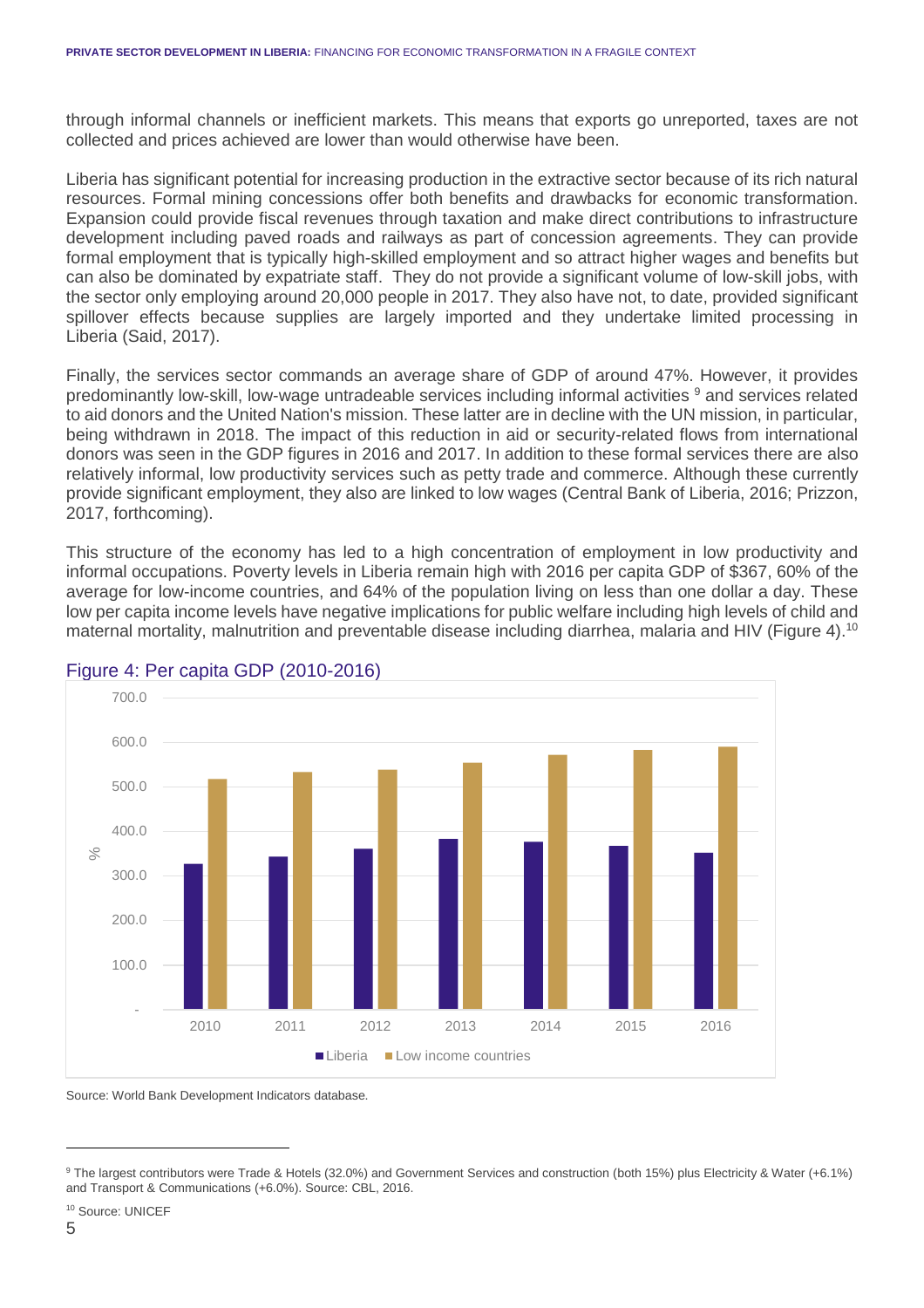through informal channels or inefficient markets. This means that exports go unreported, taxes are not collected and prices achieved are lower than would otherwise have been.

Liberia has significant potential for increasing production in the extractive sector because of its rich natural resources. Formal mining concessions offer both benefits and drawbacks for economic transformation. Expansion could provide fiscal revenues through taxation and make direct contributions to infrastructure development including paved roads and railways as part of concession agreements. They can provide formal employment that is typically high-skilled employment and so attract higher wages and benefits but can also be dominated by expatriate staff. They do not provide a significant volume of low-skill jobs, with the sector only employing around 20,000 people in 2017. They also have not, to date, provided significant spillover effects because supplies are largely imported and they undertake limited processing in Liberia (Said, 2017).

Finally, the services sector commands an average share of GDP of around 47%. However, it provides predominantly low-skill, low-wage untradeable services including informal activities [9] and services related to aid donors and the United Nation's mission. These latter are in decline with the UN mission, in particular, being withdrawn in 2018. The impact of this reduction in aid or security-related flows from international donors was seen in the GDP figures in 2016 and 2017. In addition to these formal services there are also relatively informal, low productivity services such as petty trade and commerce. Although these currently provide significant employment, they also are linked to low wages (Central Bank of Liberia, 2016; Prizzon, 2017, forthcoming).

This structure of the economy has led to a high concentration of employment in low productivity and informal occupations. Poverty levels in Liberia remain high with 2016 per capita GDP of $367, 60% of the average for low-income countries, and 64% of the population living on less than one dollar a day. These low per capita income levels have negative implications for public welfare including high levels of child and maternal mortality, malnutrition and preventable disease including diarrhea, malaria and HIV (Figure 4).[10]

## Figure 4: Per capita GDP (2010-2016)

Source: World Bank Development Indicators database.

[9] The largest contributors were Trade & Hotels (32.0%) and Government Services and construction (both 15%) plus Electricity & Water (+6.1%) and Transport & Communications (+6.0%). Source: CBL, 2016.

[10] Source: UNICEF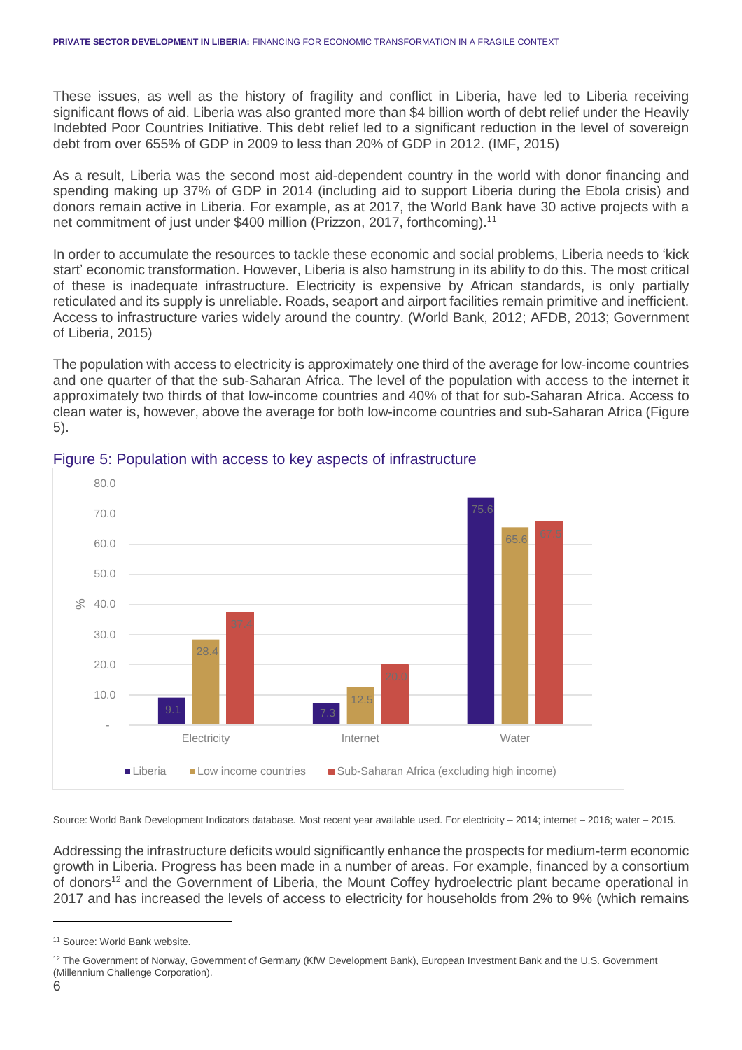These issues, as well as the history of fragility and conflict in Liberia, have led to Liberia receiving significant flows of aid. Liberia was also granted more than $4 billion worth of debt relief under the Heavily Indebted Poor Countries Initiative. This debt relief led to a significant reduction in the level of sovereign debt from over 655% of GDP in 2009 to less than 20% of GDP in 2012. (IMF, 2015)

As a result, Liberia was the second most aid-dependent country in the world with donor financing and spending making up 37% of GDP in 2014 (including aid to support Liberia during the Ebola crisis) and donors remain active in Liberia. For example, as at 2017, the World Bank have 30 active projects with a net commitment of just under $400 million (Prizzon, 2017, forthcoming).[11]

In order to accumulate the resources to tackle these economic and social problems, Liberia needs to 'kick start' economic transformation. However, Liberia is also hamstrung in its ability to do this. The most critical of these is inadequate infrastructure. Electricity is expensive by African standards, is only partially reticulated and its supply is unreliable. Roads, seaport and airport facilities remain primitive and inefficient. Access to infrastructure varies widely around the country. (World Bank, 2012; AFDB, 2013; Government of Liberia, 2015)

The population with access to electricity is approximately one third of the average for low-income countries and one quarter of that the sub-Saharan Africa. The level of the population with access to the internet it approximately two thirds of that low-income countries and 40% of that for sub-Saharan Africa. Access to clean water is, however, above the average for both low-income countries and sub-Saharan Africa (Figure 5).

Figure 5: Population with access to key aspects of infrastructure

| % | Liberia | Low income countries | Sub-Saharan Africa (excluding high income) |
|---|---|---|---|
| Electricity | 9.1 | 28.4 | 37.4 |
| Internet | 7.3 | 12.5 | 20.0 |
| Water | 75.6 | 65.6 | 67.3 |

Source: World Bank Development Indicators database. Most recent year available used. For electricity – 2014; internet – 2016; water – 2015.

Addressing the infrastructure deficits would significantly enhance the prospects for medium-term economic growth in Liberia. Progress has been made in a number of areas. For example, financed by a consortium of donors[12] and the Government of Liberia, the Mount Coffey hydroelectric plant became operational in 2017 and has increased the levels of access to electricity for households from 2% to 9% (which remains

[11] Source: World Bank website.

[12] The Government of Norway, Government of Germany (KfW Development Bank), European Investment Bank and the U.S. Government (Millennium Challenge Corporation).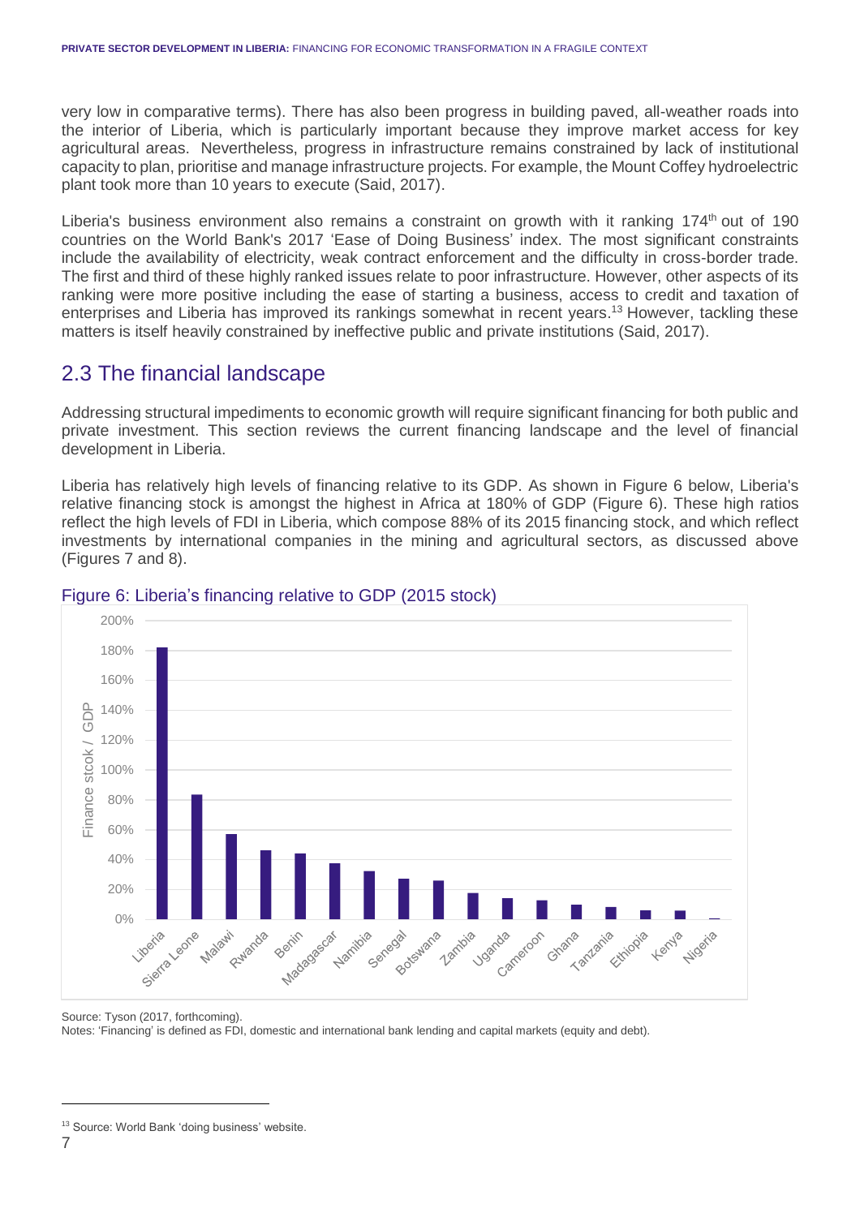very low in comparative terms). There has also been progress in building paved, all-weather roads into the interior of Liberia, which is particularly important because they improve market access for key agricultural areas. Nevertheless, progress in infrastructure remains constrained by lack of institutional capacity to plan, prioritise and manage infrastructure projects. For example, the Mount Coffey hydroelectric plant took more than 10 years to execute (Said, 2017).

Liberia's business environment also remains a constraint on growth with it ranking 174th out of 190 countries on the World Bank's 2017 'Ease of Doing Business' index. The most significant constraints include the availability of electricity, weak contract enforcement and the difficulty in cross-border trade. The first and third of these highly ranked issues relate to poor infrastructure. However, other aspects of its ranking were more positive including the ease of starting a business, access to credit and taxation of enterprises and Liberia has improved its rankings somewhat in recent years.[13] However, tackling these matters is itself heavily constrained by ineffective public and private institutions (Said, 2017).

## 2.3 The financial landscape

Addressing structural impediments to economic growth will require significant financing for both public and private investment. This section reviews the current financing landscape and the level of financial development in Liberia.

Liberia has relatively high levels of financing relative to its GDP. As shown in Figure 6 below, Liberia's relative financing stock is amongst the highest in Africa at 180% of GDP (Figure 6). These high ratios reflect the high levels of FDI in Liberia, which compose 88% of its 2015 financing stock, and which reflect investments by international companies in the mining and agricultural sectors, as discussed above (Figures 7 and 8).

Figure 6: Liberia's financing relative to GDP (2015 stock)

Source: Tyson (2017, forthcoming).
Notes: 'Financing' is defined as FDI, domestic and international bank lending and capital markets (equity and debt).

[13] Source: World Bank 'doing business' website.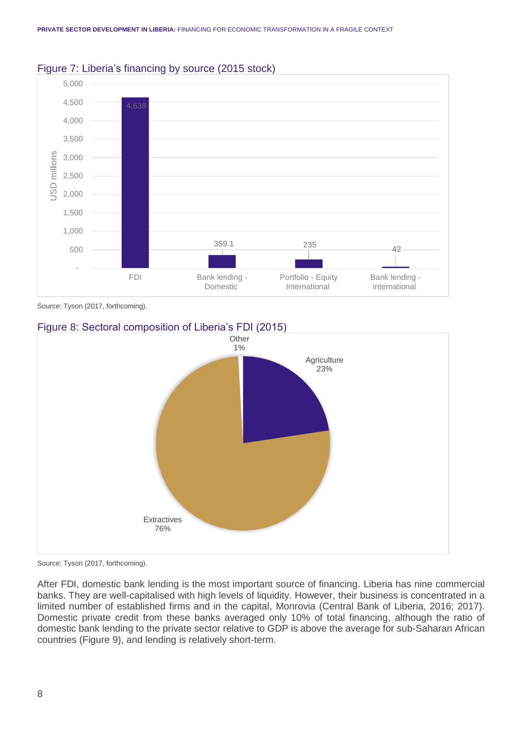Figure 7: Liberia's financing by source (2015 stock)

| Source | USD millions |
| --- | --- |
| FDI | 4,638 |
| Bank lending - Domestic | 359.1 |
| Portfolio - Equity International | 235 |
| Bank lending - international | 42 |

Source: Tyson (2017, forthcoming).

Figure 8: Sectoral composition of Liberia's FDI (2015)

| Sector | Share |
| --- | --- |
| Extractives | 76% |
| Agriculture | 23% |
| Other | 1% |

Source: Tyson (2017, forthcoming).

After FDI, domestic bank lending is the most important source of financing. Liberia has nine commercial banks. They are well-capitalised with high levels of liquidity. However, their business is concentrated in a limited number of established firms and in the capital, Monrovia (Central Bank of Liberia, 2016; 2017). Domestic private credit from these banks averaged only 10% of total financing, although the ratio of domestic bank lending to the private sector relative to GDP is above the average for sub-Saharan African countries (Figure 9), and lending is relatively short-term.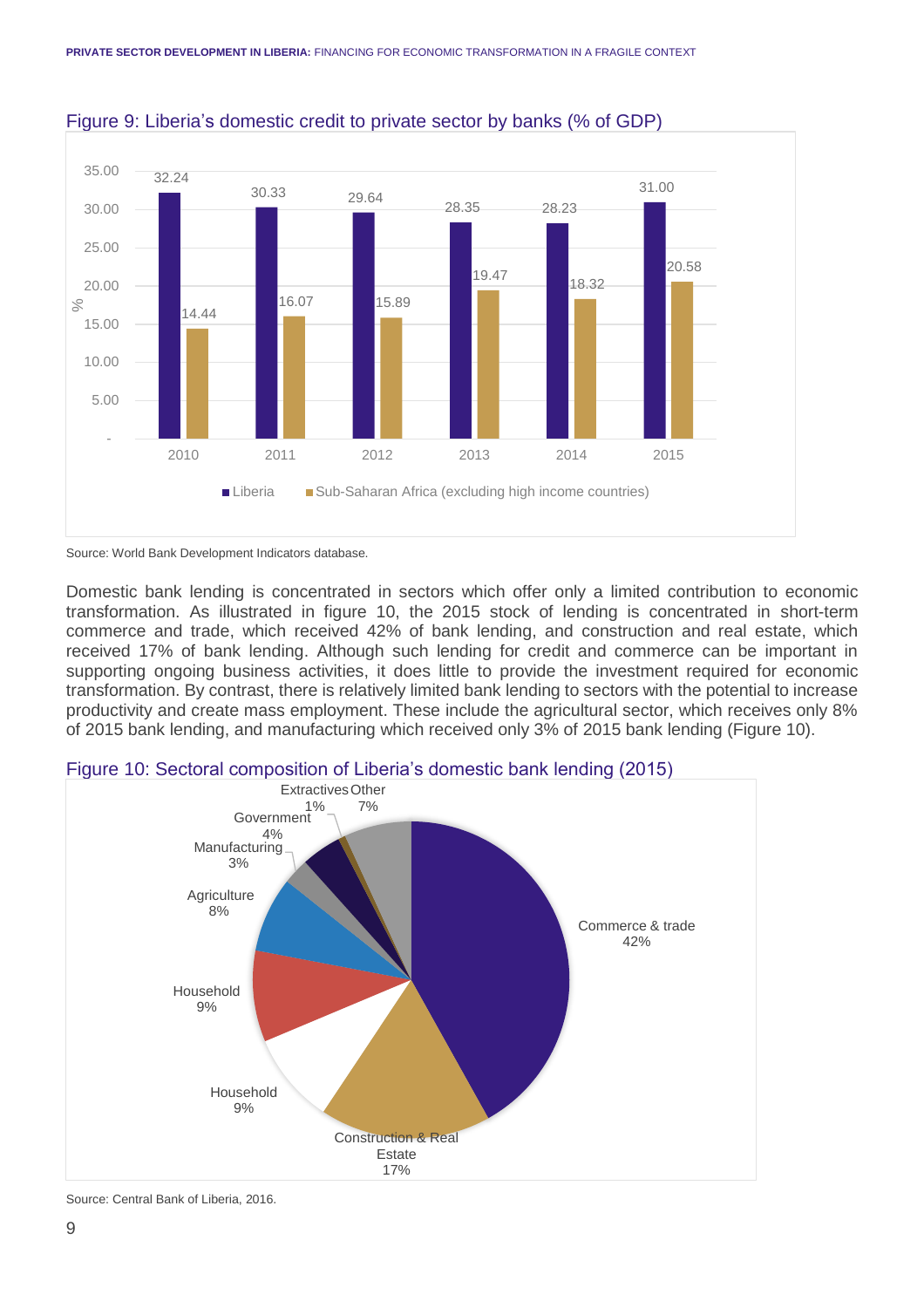Figure 9: Liberia's domestic credit to private sector by banks (% of GDP)

| Year | Liberia | Sub-Saharan Africa (excluding high income countries) |
|---|---|---|
| 2010 | 32.24 | 14.44 |
| 2011 | 30.33 | 16.07 |
| 2012 | 29.64 | 15.89 |
| 2013 | 28.35 | 19.47 |
| 2014 | 28.23 | 18.32 |
| 2015 | 31.00 | 20.58 |

Source: World Bank Development Indicators database.

Domestic bank lending is concentrated in sectors which offer only a limited contribution to economic transformation. As illustrated in figure 10, the 2015 stock of lending is concentrated in short-term commerce and trade, which received 42% of bank lending, and construction and real estate, which received 17% of bank lending. Although such lending for credit and commerce can be important in supporting ongoing business activities, it does little to provide the investment required for economic transformation. By contrast, there is relatively limited bank lending to sectors with the potential to increase productivity and create mass employment. These include the agricultural sector, which receives only 8% of 2015 bank lending, and manufacturing which received only 3% of 2015 bank lending (Figure 10).

Figure 10: Sectoral composition of Liberia's domestic bank lending (2015)

| Sector | Share |
|---|---|
| Commerce & trade | 42% |
| Construction & Real Estate | 17% |
| Household | 9% |
| Household | 9% |
| Agriculture | 8% |
| Manufacturing | 3% |
| Government | 4% |
| Extractives | 1% |
| Other | 7% |

Source: Central Bank of Liberia, 2016.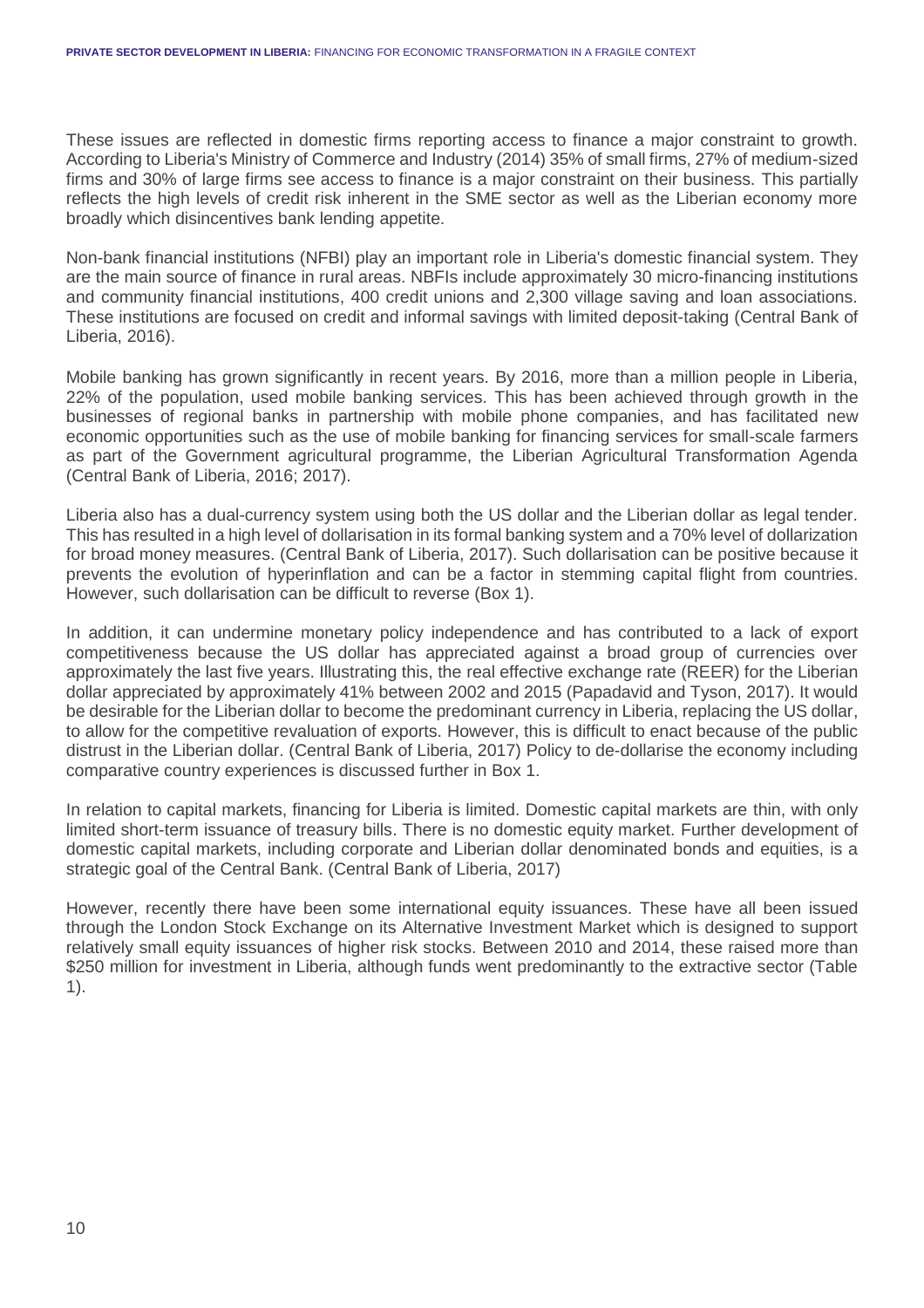These issues are reflected in domestic firms reporting access to finance a major constraint to growth. According to Liberia's Ministry of Commerce and Industry (2014) 35% of small firms, 27% of medium-sized firms and 30% of large firms see access to finance is a major constraint on their business. This partially reflects the high levels of credit risk inherent in the SME sector as well as the Liberian economy more broadly which disincentives bank lending appetite.

Non-bank financial institutions (NFBI) play an important role in Liberia's domestic financial system. They are the main source of finance in rural areas. NBFIs include approximately 30 micro-financing institutions and community financial institutions, 400 credit unions and 2,300 village saving and loan associations. These institutions are focused on credit and informal savings with limited deposit-taking (Central Bank of Liberia, 2016).

Mobile banking has grown significantly in recent years. By 2016, more than a million people in Liberia, 22% of the population, used mobile banking services. This has been achieved through growth in the businesses of regional banks in partnership with mobile phone companies, and has facilitated new economic opportunities such as the use of mobile banking for financing services for small-scale farmers as part of the Government agricultural programme, the Liberian Agricultural Transformation Agenda (Central Bank of Liberia, 2016; 2017).

Liberia also has a dual-currency system using both the US dollar and the Liberian dollar as legal tender. This has resulted in a high level of dollarisation in its formal banking system and a 70% level of dollarization for broad money measures. (Central Bank of Liberia, 2017). Such dollarisation can be positive because it prevents the evolution of hyperinflation and can be a factor in stemming capital flight from countries. However, such dollarisation can be difficult to reverse (Box 1).

In addition, it can undermine monetary policy independence and has contributed to a lack of export competitiveness because the US dollar has appreciated against a broad group of currencies over approximately the last five years. Illustrating this, the real effective exchange rate (REER) for the Liberian dollar appreciated by approximately 41% between 2002 and 2015 (Papadavid and Tyson, 2017). It would be desirable for the Liberian dollar to become the predominant currency in Liberia, replacing the US dollar, to allow for the competitive revaluation of exports. However, this is difficult to enact because of the public distrust in the Liberian dollar. (Central Bank of Liberia, 2017) Policy to de-dollarise the economy including comparative country experiences is discussed further in Box 1.

In relation to capital markets, financing for Liberia is limited. Domestic capital markets are thin, with only limited short-term issuance of treasury bills. There is no domestic equity market. Further development of domestic capital markets, including corporate and Liberian dollar denominated bonds and equities, is a strategic goal of the Central Bank. (Central Bank of Liberia, 2017)

However, recently there have been some international equity issuances. These have all been issued through the London Stock Exchange on its Alternative Investment Market which is designed to support relatively small equity issuances of higher risk stocks. Between 2010 and 2014, these raised more than \$250 million for investment in Liberia, although funds went predominantly to the extractive sector (Table 1).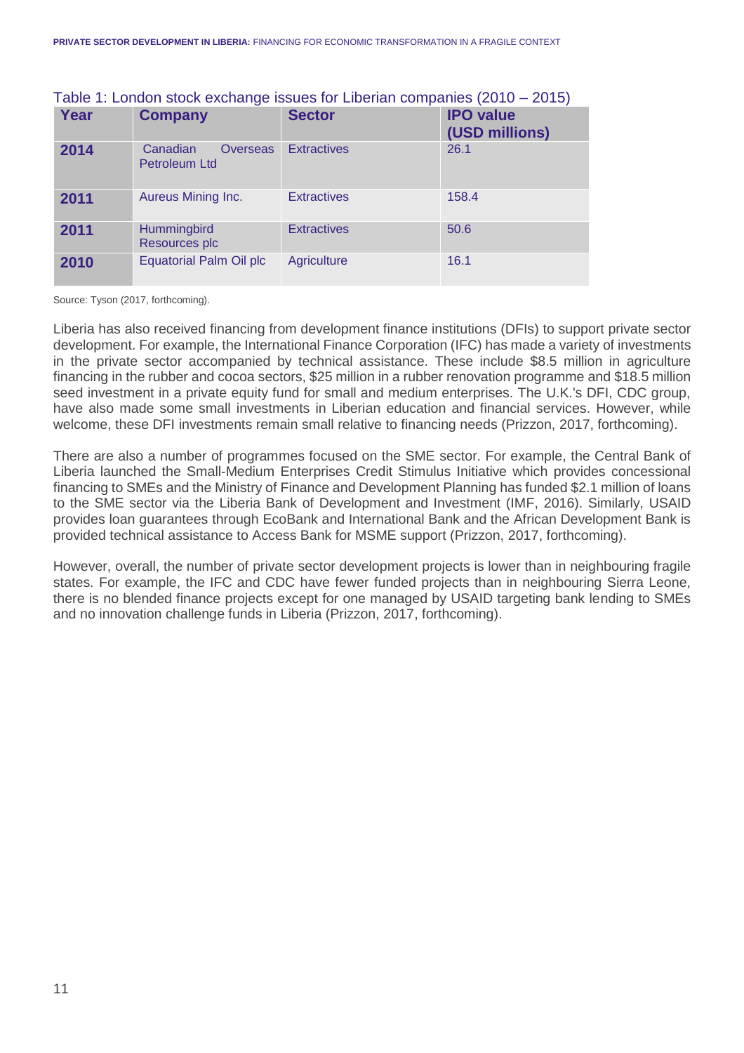Table 1: London stock exchange issues for Liberian companies (2010 – 2015)

| Year | Company | Sector | IPO value (USD millions) |
|---|---|---|---|
| 2014 | Canadian Overseas Petroleum Ltd | Extractives | 26.1 |
| 2011 | Aureus Mining Inc. | Extractives | 158.4 |
| 2011 | Hummingbird Resources plc | Extractives | 50.6 |
| 2010 | Equatorial Palm Oil plc | Agriculture | 16.1 |

Source: Tyson (2017, forthcoming).

Liberia has also received financing from development finance institutions (DFIs) to support private sector development. For example, the International Finance Corporation (IFC) has made a variety of investments in the private sector accompanied by technical assistance. These include $8.5 million in agriculture financing in the rubber and cocoa sectors, $25 million in a rubber renovation programme and $18.5 million seed investment in a private equity fund for small and medium enterprises. The U.K.'s DFI, CDC group, have also made some small investments in Liberian education and financial services. However, while welcome, these DFI investments remain small relative to financing needs (Prizzon, 2017, forthcoming).

There are also a number of programmes focused on the SME sector. For example, the Central Bank of Liberia launched the Small-Medium Enterprises Credit Stimulus Initiative which provides concessional financing to SMEs and the Ministry of Finance and Development Planning has funded $2.1 million of loans to the SME sector via the Liberia Bank of Development and Investment (IMF, 2016). Similarly, USAID provides loan guarantees through EcoBank and International Bank and the African Development Bank is provided technical assistance to Access Bank for MSME support (Prizzon, 2017, forthcoming).

However, overall, the number of private sector development projects is lower than in neighbouring fragile states. For example, the IFC and CDC have fewer funded projects than in neighbouring Sierra Leone, there is no blended finance projects except for one managed by USAID targeting bank lending to SMEs and no innovation challenge funds in Liberia (Prizzon, 2017, forthcoming).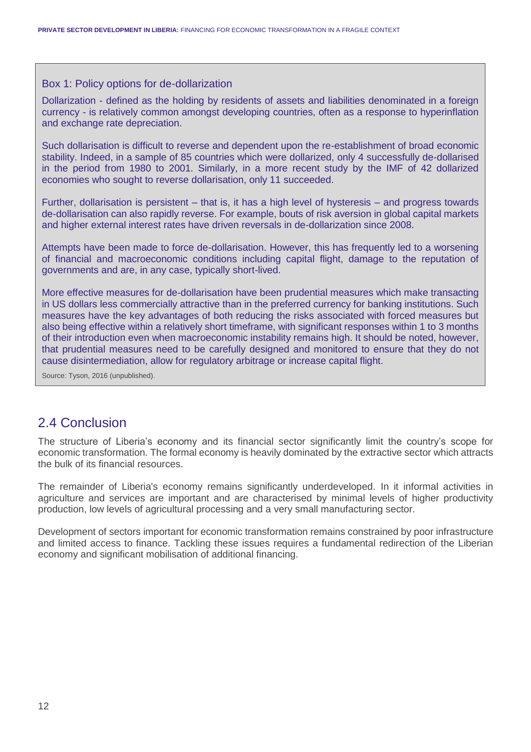### Box 1: Policy options for de-dollarization

Dollarization - defined as the holding by residents of assets and liabilities denominated in a foreign currency - is relatively common amongst developing countries, often as a response to hyperinflation and exchange rate depreciation.

Such dollarisation is difficult to reverse and dependent upon the re-establishment of broad economic stability. Indeed, in a sample of 85 countries which were dollarized, only 4 successfully de-dollarised in the period from 1980 to 2001. Similarly, in a more recent study by the IMF of 42 dollarized economies who sought to reverse dollarisation, only 11 succeeded.

Further, dollarisation is persistent – that is, it has a high level of hysteresis – and progress towards de-dollarisation can also rapidly reverse. For example, bouts of risk aversion in global capital markets and higher external interest rates have driven reversals in de-dollarization since 2008.

Attempts have been made to force de-dollarisation. However, this has frequently led to a worsening of financial and macroeconomic conditions including capital flight, damage to the reputation of governments and are, in any case, typically short-lived.

More effective measures for de-dollarisation have been prudential measures which make transacting in US dollars less commercially attractive than in the preferred currency for banking institutions. Such measures have the key advantages of both reducing the risks associated with forced measures but also being effective within a relatively short timeframe, with significant responses within 1 to 3 months of their introduction even when macroeconomic instability remains high. It should be noted, however, that prudential measures need to be carefully designed and monitored to ensure that they do not cause disintermediation, allow for regulatory arbitrage or increase capital flight.

Source: Tyson, 2016 (unpublished).

## 2.4 Conclusion

The structure of Liberia's economy and its financial sector significantly limit the country's scope for economic transformation. The formal economy is heavily dominated by the extractive sector which attracts the bulk of its financial resources.

The remainder of Liberia's economy remains significantly underdeveloped. In it informal activities in agriculture and services are important and are characterised by minimal levels of higher productivity production, low levels of agricultural processing and a very small manufacturing sector.

Development of sectors important for economic transformation remains constrained by poor infrastructure and limited access to finance. Tackling these issues requires a fundamental redirection of the Liberian economy and significant mobilisation of additional financing.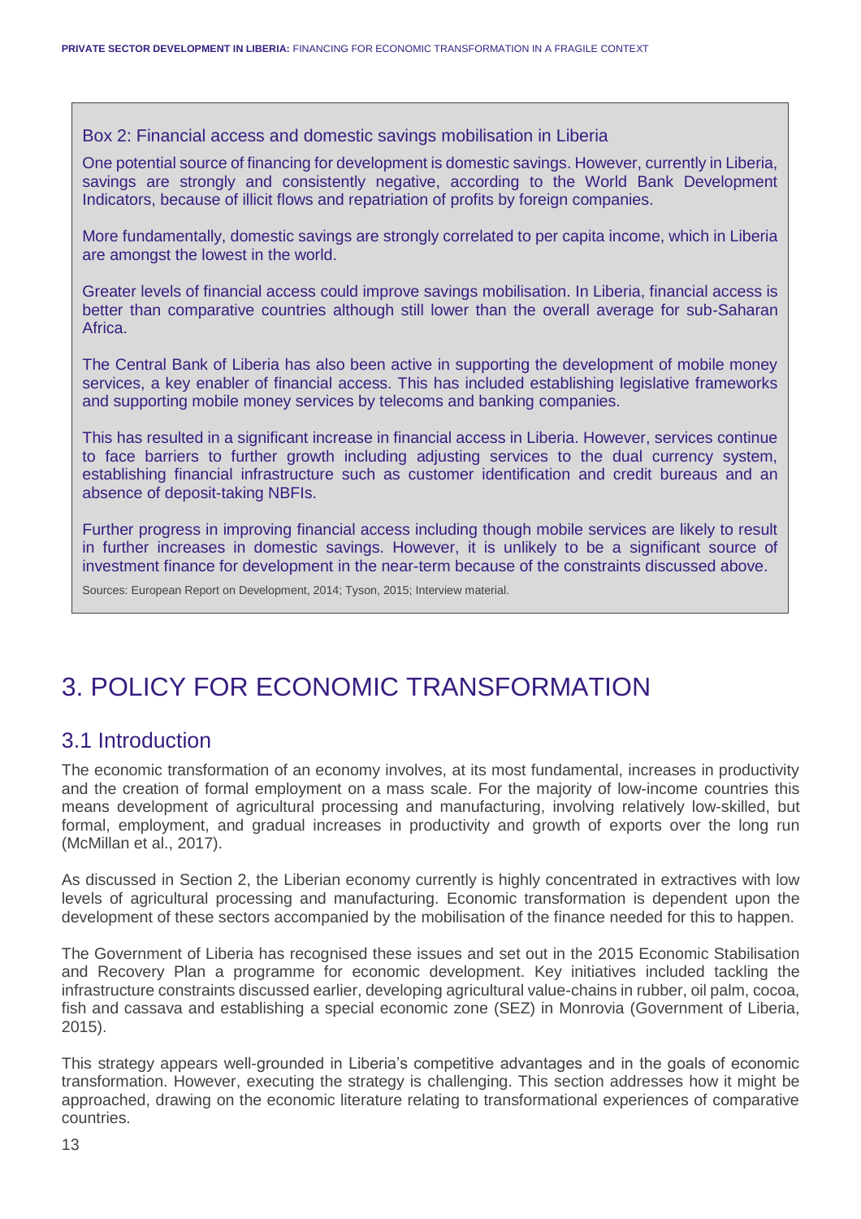**Box 2: Financial access and domestic savings mobilisation in Liberia**

One potential source of financing for development is domestic savings. However, currently in Liberia, savings are strongly and consistently negative, according to the World Bank Development Indicators, because of illicit flows and repatriation of profits by foreign companies.

More fundamentally, domestic savings are strongly correlated to per capita income, which in Liberia are amongst the lowest in the world.

Greater levels of financial access could improve savings mobilisation. In Liberia, financial access is better than comparative countries although still lower than the overall average for sub-Saharan Africa.

The Central Bank of Liberia has also been active in supporting the development of mobile money services, a key enabler of financial access. This has included establishing legislative frameworks and supporting mobile money services by telecoms and banking companies.

This has resulted in a significant increase in financial access in Liberia. However, services continue to face barriers to further growth including adjusting services to the dual currency system, establishing financial infrastructure such as customer identification and credit bureaus and an absence of deposit-taking NBFIs.

Further progress in improving financial access including though mobile services are likely to result in further increases in domestic savings. However, it is unlikely to be a significant source of investment finance for development in the near-term because of the constraints discussed above.

Sources: European Report on Development, 2014; Tyson, 2015; Interview material.

# 3. POLICY FOR ECONOMIC TRANSFORMATION

## 3.1 Introduction

The economic transformation of an economy involves, at its most fundamental, increases in productivity and the creation of formal employment on a mass scale. For the majority of low-income countries this means development of agricultural processing and manufacturing, involving relatively low-skilled, but formal, employment, and gradual increases in productivity and growth of exports over the long run (McMillan et al., 2017).

As discussed in Section 2, the Liberian economy currently is highly concentrated in extractives with low levels of agricultural processing and manufacturing. Economic transformation is dependent upon the development of these sectors accompanied by the mobilisation of the finance needed for this to happen.

The Government of Liberia has recognised these issues and set out in the 2015 Economic Stabilisation and Recovery Plan a programme for economic development. Key initiatives included tackling the infrastructure constraints discussed earlier, developing agricultural value-chains in rubber, oil palm, cocoa, fish and cassava and establishing a special economic zone (SEZ) in Monrovia (Government of Liberia, 2015).

This strategy appears well-grounded in Liberia's competitive advantages and in the goals of economic transformation. However, executing the strategy is challenging. This section addresses how it might be approached, drawing on the economic literature relating to transformational experiences of comparative countries.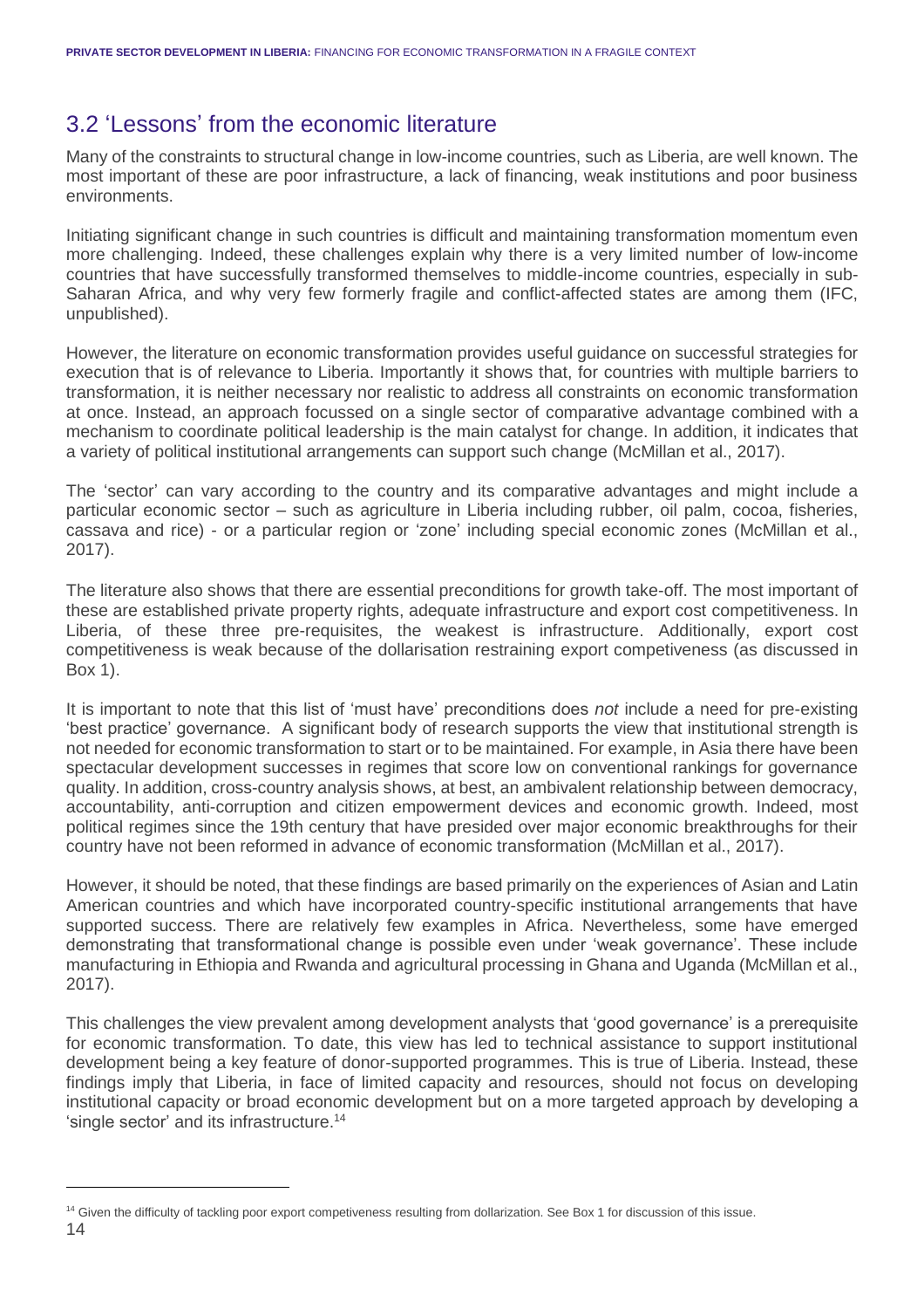## 3.2 'Lessons' from the economic literature

Many of the constraints to structural change in low-income countries, such as Liberia, are well known. The most important of these are poor infrastructure, a lack of financing, weak institutions and poor business environments.

Initiating significant change in such countries is difficult and maintaining transformation momentum even more challenging. Indeed, these challenges explain why there is a very limited number of low-income countries that have successfully transformed themselves to middle-income countries, especially in sub-Saharan Africa, and why very few formerly fragile and conflict-affected states are among them (IFC, unpublished).

However, the literature on economic transformation provides useful guidance on successful strategies for execution that is of relevance to Liberia. Importantly it shows that, for countries with multiple barriers to transformation, it is neither necessary nor realistic to address all constraints on economic transformation at once. Instead, an approach focussed on a single sector of comparative advantage combined with a mechanism to coordinate political leadership is the main catalyst for change. In addition, it indicates that a variety of political institutional arrangements can support such change (McMillan et al., 2017).

The 'sector' can vary according to the country and its comparative advantages and might include a particular economic sector – such as agriculture in Liberia including rubber, oil palm, cocoa, fisheries, cassava and rice) - or a particular region or 'zone' including special economic zones (McMillan et al., 2017).

The literature also shows that there are essential preconditions for growth take-off. The most important of these are established private property rights, adequate infrastructure and export cost competitiveness. In Liberia, of these three pre-requisites, the weakest is infrastructure. Additionally, export cost competitiveness is weak because of the dollarisation restraining export competiveness (as discussed in Box 1).

It is important to note that this list of 'must have' preconditions does *not* include a need for pre-existing 'best practice' governance. A significant body of research supports the view that institutional strength is not needed for economic transformation to start or to be maintained. For example, in Asia there have been spectacular development successes in regimes that score low on conventional rankings for governance quality. In addition, cross-country analysis shows, at best, an ambivalent relationship between democracy, accountability, anti-corruption and citizen empowerment devices and economic growth. Indeed, most political regimes since the 19th century that have presided over major economic breakthroughs for their country have not been reformed in advance of economic transformation (McMillan et al., 2017).

However, it should be noted, that these findings are based primarily on the experiences of Asian and Latin American countries and which have incorporated country-specific institutional arrangements that have supported success. There are relatively few examples in Africa. Nevertheless, some have emerged demonstrating that transformational change is possible even under 'weak governance'. These include manufacturing in Ethiopia and Rwanda and agricultural processing in Ghana and Uganda (McMillan et al., 2017).

This challenges the view prevalent among development analysts that 'good governance' is a prerequisite for economic transformation. To date, this view has led to technical assistance to support institutional development being a key feature of donor-supported programmes. This is true of Liberia. Instead, these findings imply that Liberia, in face of limited capacity and resources, should not focus on developing institutional capacity or broad economic development but on a more targeted approach by developing a 'single sector' and its infrastructure.[14]

[14] Given the difficulty of tackling poor export competiveness resulting from dollarization. See Box 1 for discussion of this issue.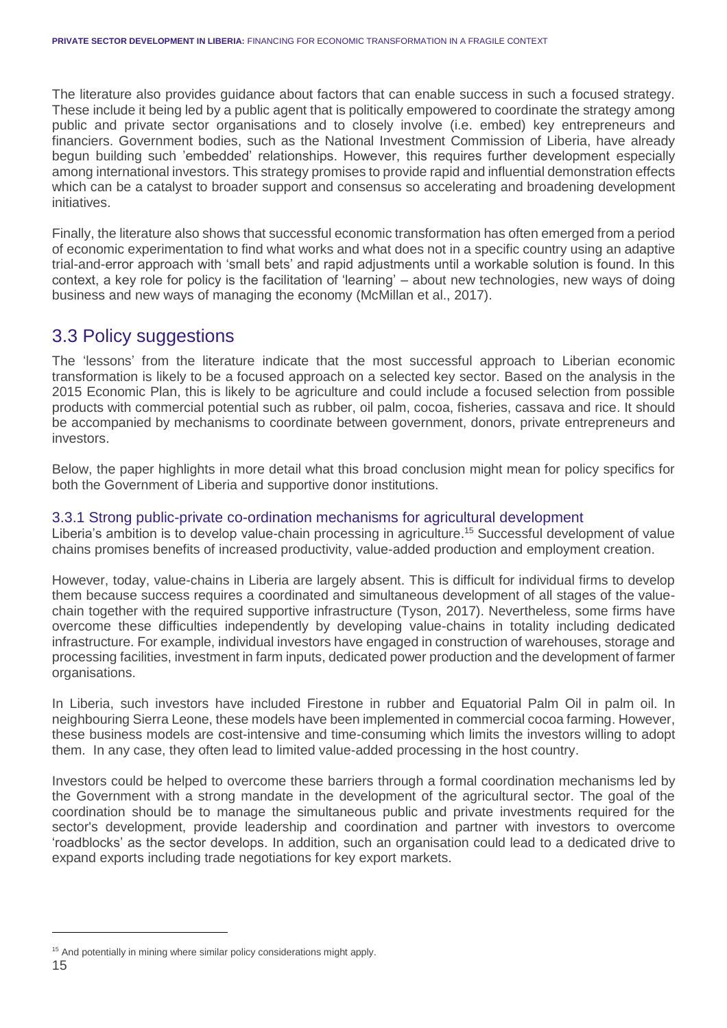The literature also provides guidance about factors that can enable success in such a focused strategy. These include it being led by a public agent that is politically empowered to coordinate the strategy among public and private sector organisations and to closely involve (i.e. embed) key entrepreneurs and financiers. Government bodies, such as the National Investment Commission of Liberia, have already begun building such 'embedded' relationships. However, this requires further development especially among international investors. This strategy promises to provide rapid and influential demonstration effects which can be a catalyst to broader support and consensus so accelerating and broadening development initiatives.

Finally, the literature also shows that successful economic transformation has often emerged from a period of economic experimentation to find what works and what does not in a specific country using an adaptive trial-and-error approach with 'small bets' and rapid adjustments until a workable solution is found. In this context, a key role for policy is the facilitation of 'learning' – about new technologies, new ways of doing business and new ways of managing the economy (McMillan et al., 2017).

## 3.3 Policy suggestions

The 'lessons' from the literature indicate that the most successful approach to Liberian economic transformation is likely to be a focused approach on a selected key sector. Based on the analysis in the 2015 Economic Plan, this is likely to be agriculture and could include a focused selection from possible products with commercial potential such as rubber, oil palm, cocoa, fisheries, cassava and rice. It should be accompanied by mechanisms to coordinate between government, donors, private entrepreneurs and investors.

Below, the paper highlights in more detail what this broad conclusion might mean for policy specifics for both the Government of Liberia and supportive donor institutions.

### 3.3.1 Strong public-private co-ordination mechanisms for agricultural development

Liberia's ambition is to develop value-chain processing in agriculture.[15] Successful development of value chains promises benefits of increased productivity, value-added production and employment creation.

However, today, value-chains in Liberia are largely absent. This is difficult for individual firms to develop them because success requires a coordinated and simultaneous development of all stages of the value-chain together with the required supportive infrastructure (Tyson, 2017). Nevertheless, some firms have overcome these difficulties independently by developing value-chains in totality including dedicated infrastructure. For example, individual investors have engaged in construction of warehouses, storage and processing facilities, investment in farm inputs, dedicated power production and the development of farmer organisations.

In Liberia, such investors have included Firestone in rubber and Equatorial Palm Oil in palm oil. In neighbouring Sierra Leone, these models have been implemented in commercial cocoa farming. However, these business models are cost-intensive and time-consuming which limits the investors willing to adopt them. In any case, they often lead to limited value-added processing in the host country.

Investors could be helped to overcome these barriers through a formal coordination mechanisms led by the Government with a strong mandate in the development of the agricultural sector. The goal of the coordination should be to manage the simultaneous public and private investments required for the sector's development, provide leadership and coordination and partner with investors to overcome 'roadblocks' as the sector develops. In addition, such an organisation could lead to a dedicated drive to expand exports including trade negotiations for key export markets.

[15] And potentially in mining where similar policy considerations might apply.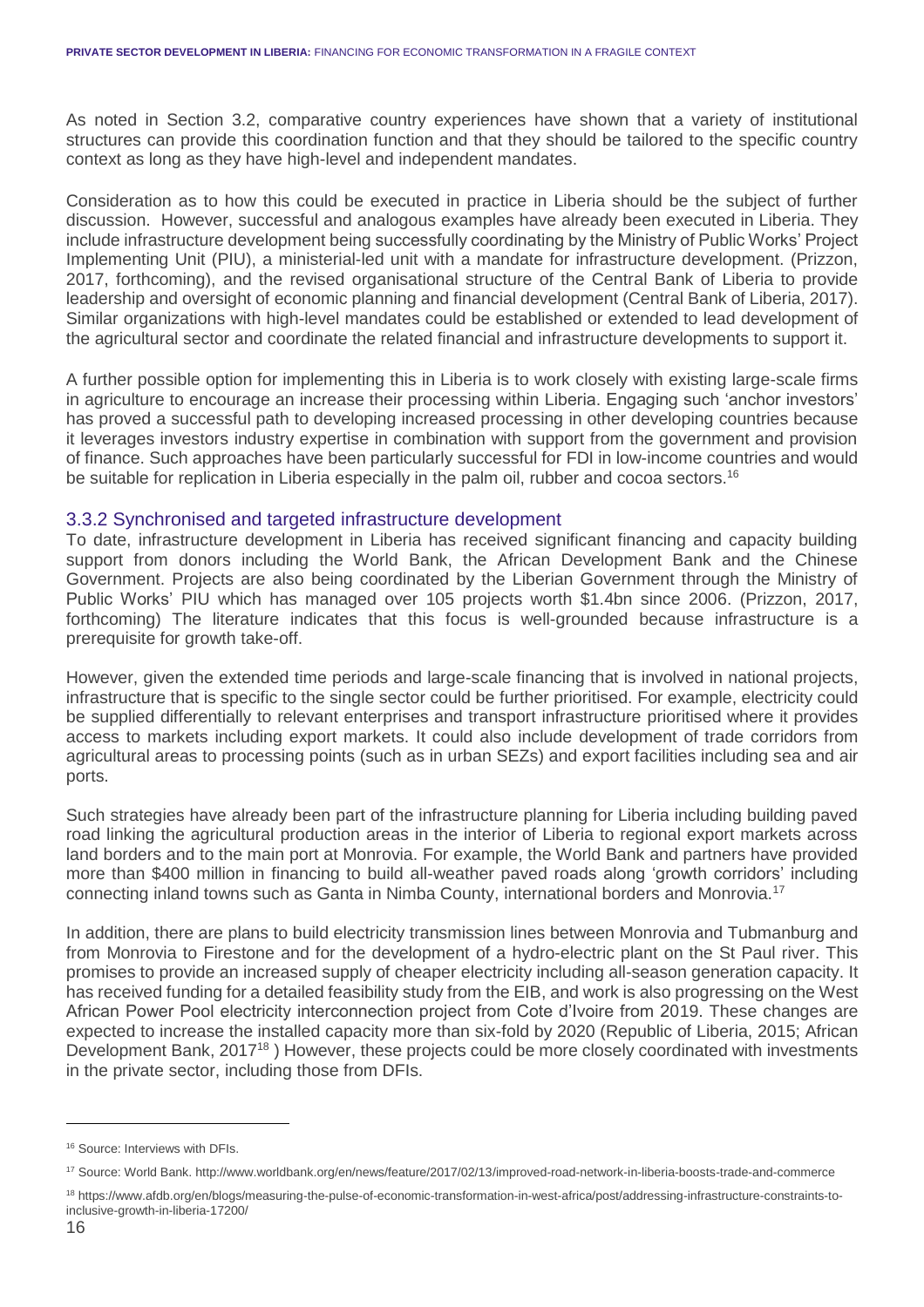As noted in Section 3.2, comparative country experiences have shown that a variety of institutional structures can provide this coordination function and that they should be tailored to the specific country context as long as they have high-level and independent mandates.

Consideration as to how this could be executed in practice in Liberia should be the subject of further discussion. However, successful and analogous examples have already been executed in Liberia. They include infrastructure development being successfully coordinating by the Ministry of Public Works' Project Implementing Unit (PIU), a ministerial-led unit with a mandate for infrastructure development. (Prizzon, 2017, forthcoming), and the revised organisational structure of the Central Bank of Liberia to provide leadership and oversight of economic planning and financial development (Central Bank of Liberia, 2017). Similar organizations with high-level mandates could be established or extended to lead development of the agricultural sector and coordinate the related financial and infrastructure developments to support it.

A further possible option for implementing this in Liberia is to work closely with existing large-scale firms in agriculture to encourage an increase their processing within Liberia. Engaging such 'anchor investors' has proved a successful path to developing increased processing in other developing countries because it leverages investors industry expertise in combination with support from the government and provision of finance. Such approaches have been particularly successful for FDI in low-income countries and would be suitable for replication in Liberia especially in the palm oil, rubber and cocoa sectors.[16]

### 3.3.2 Synchronised and targeted infrastructure development

To date, infrastructure development in Liberia has received significant financing and capacity building support from donors including the World Bank, the African Development Bank and the Chinese Government. Projects are also being coordinated by the Liberian Government through the Ministry of Public Works' PIU which has managed over 105 projects worth $1.4bn since 2006. (Prizzon, 2017, forthcoming) The literature indicates that this focus is well-grounded because infrastructure is a prerequisite for growth take-off.

However, given the extended time periods and large-scale financing that is involved in national projects, infrastructure that is specific to the single sector could be further prioritised. For example, electricity could be supplied differentially to relevant enterprises and transport infrastructure prioritised where it provides access to markets including export markets. It could also include development of trade corridors from agricultural areas to processing points (such as in urban SEZs) and export facilities including sea and air ports.

Such strategies have already been part of the infrastructure planning for Liberia including building paved road linking the agricultural production areas in the interior of Liberia to regional export markets across land borders and to the main port at Monrovia. For example, the World Bank and partners have provided more than $400 million in financing to build all-weather paved roads along 'growth corridors' including connecting inland towns such as Ganta in Nimba County, international borders and Monrovia.[17]

In addition, there are plans to build electricity transmission lines between Monrovia and Tubmanburg and from Monrovia to Firestone and for the development of a hydro-electric plant on the St Paul river. This promises to provide an increased supply of cheaper electricity including all-season generation capacity. It has received funding for a detailed feasibility study from the EIB, and work is also progressing on the West African Power Pool electricity interconnection project from Cote d'Ivoire from 2019. These changes are expected to increase the installed capacity more than six-fold by 2020 (Republic of Liberia, 2015; African Development Bank, 2017[18] ) However, these projects could be more closely coordinated with investments in the private sector, including those from DFIs.

---

[16] Source: Interviews with DFIs.

[17] Source: World Bank. http://www.worldbank.org/en/news/feature/2017/02/13/improved-road-network-in-liberia-boosts-trade-and-commerce

[18] https://www.afdb.org/en/blogs/measuring-the-pulse-of-economic-transformation-in-west-africa/post/addressing-infrastructure-constraints-to-inclusive-growth-in-liberia-17200/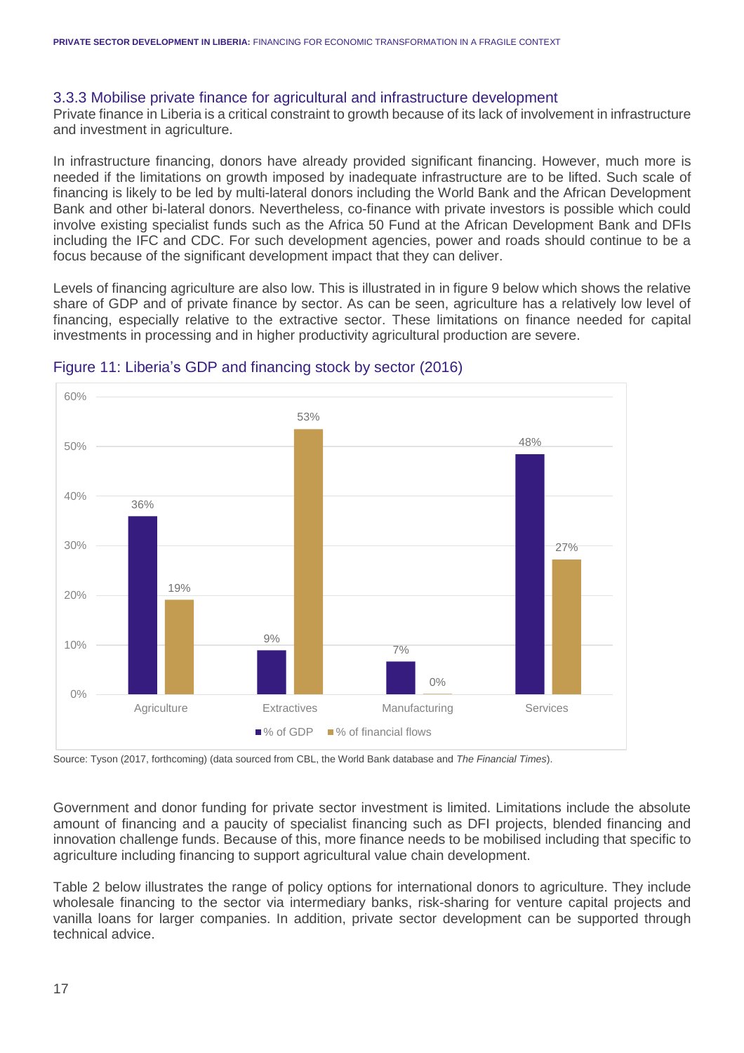### 3.3.3 Mobilise private finance for agricultural and infrastructure development

Private finance in Liberia is a critical constraint to growth because of its lack of involvement in infrastructure and investment in agriculture.

In infrastructure financing, donors have already provided significant financing. However, much more is needed if the limitations on growth imposed by inadequate infrastructure are to be lifted. Such scale of financing is likely to be led by multi-lateral donors including the World Bank and the African Development Bank and other bi-lateral donors. Nevertheless, co-finance with private investors is possible which could involve existing specialist funds such as the Africa 50 Fund at the African Development Bank and DFIs including the IFC and CDC. For such development agencies, power and roads should continue to be a focus because of the significant development impact that they can deliver.

Levels of financing agriculture are also low. This is illustrated in in figure 9 below which shows the relative share of GDP and of private finance by sector. As can be seen, agriculture has a relatively low level of financing, especially relative to the extractive sector. These limitations on finance needed for capital investments in processing and in higher productivity agricultural production are severe.

Figure 11: Liberia's GDP and financing stock by sector (2016)

| Sector | % of GDP | % of financial flows |
|---|---|---|
| Agriculture | 36% | 19% |
| Extractives | 9% | 53% |
| Manufacturing | 7% | 0% |
| Services | 48% | 27% |

Source: Tyson (2017, forthcoming) (data sourced from CBL, the World Bank database and *The Financial Times*).

Government and donor funding for private sector investment is limited. Limitations include the absolute amount of financing and a paucity of specialist financing such as DFI projects, blended financing and innovation challenge funds. Because of this, more finance needs to be mobilised including that specific to agriculture including financing to support agricultural value chain development.

Table 2 below illustrates the range of policy options for international donors to agriculture. They include wholesale financing to the sector via intermediary banks, risk-sharing for venture capital projects and vanilla loans for larger companies. In addition, private sector development can be supported through technical advice.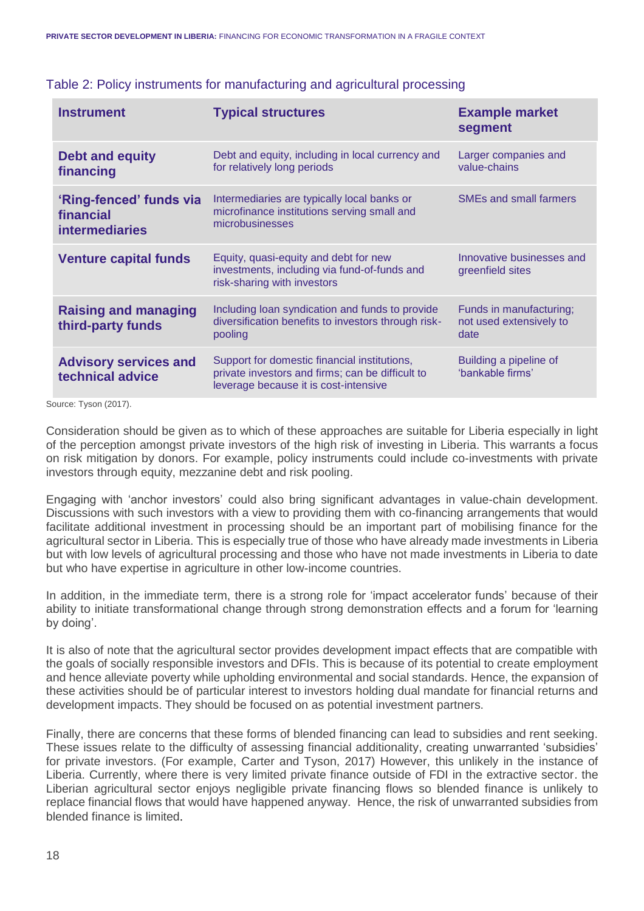Table 2: Policy instruments for manufacturing and agricultural processing

| Instrument | Typical structures | Example market segment |
|---|---|---|
| **Debt and equity financing** | Debt and equity, including in local currency and for relatively long periods | Larger companies and value-chains |
| **'Ring-fenced' funds via financial intermediaries** | Intermediaries are typically local banks or microfinance institutions serving small and microbusinesses | SMEs and small farmers |
| **Venture capital funds** | Equity, quasi-equity and debt for new investments, including via fund-of-funds and risk-sharing with investors | Innovative businesses and greenfield sites |
| **Raising and managing third-party funds** | Including loan syndication and funds to provide diversification benefits to investors through risk-pooling | Funds in manufacturing; not used extensively to date |
| **Advisory services and technical advice** | Support for domestic financial institutions, private investors and firms; can be difficult to leverage because it is cost-intensive | Building a pipeline of 'bankable firms' |

Source: Tyson (2017).

Consideration should be given as to which of these approaches are suitable for Liberia especially in light of the perception amongst private investors of the high risk of investing in Liberia. This warrants a focus on risk mitigation by donors. For example, policy instruments could include co-investments with private investors through equity, mezzanine debt and risk pooling.

Engaging with 'anchor investors' could also bring significant advantages in value-chain development. Discussions with such investors with a view to providing them with co-financing arrangements that would facilitate additional investment in processing should be an important part of mobilising finance for the agricultural sector in Liberia. This is especially true of those who have already made investments in Liberia but with low levels of agricultural processing and those who have not made investments in Liberia to date but who have expertise in agriculture in other low-income countries.

In addition, in the immediate term, there is a strong role for 'impact accelerator funds' because of their ability to initiate transformational change through strong demonstration effects and a forum for 'learning by doing'.

It is also of note that the agricultural sector provides development impact effects that are compatible with the goals of socially responsible investors and DFIs. This is because of its potential to create employment and hence alleviate poverty while upholding environmental and social standards. Hence, the expansion of these activities should be of particular interest to investors holding dual mandate for financial returns and development impacts. They should be focused on as potential investment partners.

Finally, there are concerns that these forms of blended financing can lead to subsidies and rent seeking. These issues relate to the difficulty of assessing financial additionality, creating unwarranted 'subsidies' for private investors. (For example, Carter and Tyson, 2017) However, this unlikely in the instance of Liberia. Currently, where there is very limited private finance outside of FDI in the extractive sector. the Liberian agricultural sector enjoys negligible private financing flows so blended finance is unlikely to replace financial flows that would have happened anyway. Hence, the risk of unwarranted subsidies from blended finance is limited.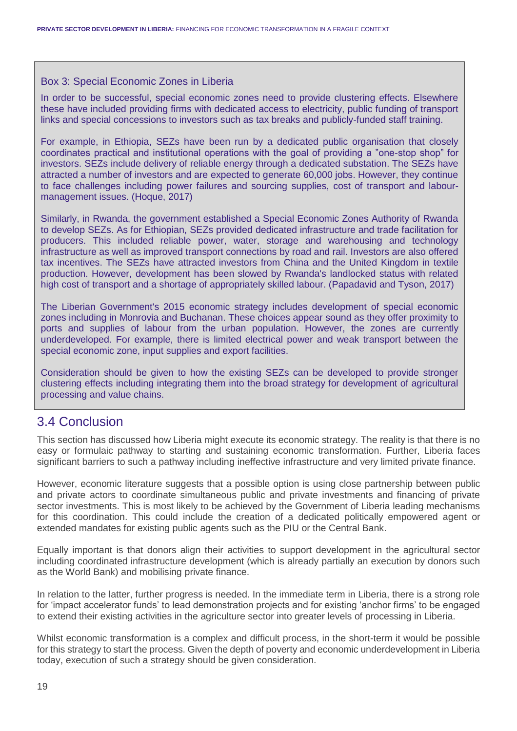### Box 3: Special Economic Zones in Liberia

In order to be successful, special economic zones need to provide clustering effects. Elsewhere these have included providing firms with dedicated access to electricity, public funding of transport links and special concessions to investors such as tax breaks and publicly-funded staff training.

For example, in Ethiopia, SEZs have been run by a dedicated public organisation that closely coordinates practical and institutional operations with the goal of providing a ”one-stop shop” for investors. SEZs include delivery of reliable energy through a dedicated substation. The SEZs have attracted a number of investors and are expected to generate 60,000 jobs. However, they continue to face challenges including power failures and sourcing supplies, cost of transport and labour-management issues. (Hoque, 2017)

Similarly, in Rwanda, the government established a Special Economic Zones Authority of Rwanda to develop SEZs. As for Ethiopian, SEZs provided dedicated infrastructure and trade facilitation for producers. This included reliable power, water, storage and warehousing and technology infrastructure as well as improved transport connections by road and rail. Investors are also offered tax incentives. The SEZs have attracted investors from China and the United Kingdom in textile production. However, development has been slowed by Rwanda's landlocked status with related high cost of transport and a shortage of appropriately skilled labour. (Papadavid and Tyson, 2017)

The Liberian Government's 2015 economic strategy includes development of special economic zones including in Monrovia and Buchanan. These choices appear sound as they offer proximity to ports and supplies of labour from the urban population. However, the zones are currently underdeveloped. For example, there is limited electrical power and weak transport between the special economic zone, input supplies and export facilities.

Consideration should be given to how the existing SEZs can be developed to provide stronger clustering effects including integrating them into the broad strategy for development of agricultural processing and value chains.

## 3.4 Conclusion

This section has discussed how Liberia might execute its economic strategy. The reality is that there is no easy or formulaic pathway to starting and sustaining economic transformation. Further, Liberia faces significant barriers to such a pathway including ineffective infrastructure and very limited private finance.

However, economic literature suggests that a possible option is using close partnership between public and private actors to coordinate simultaneous public and private investments and financing of private sector investments. This is most likely to be achieved by the Government of Liberia leading mechanisms for this coordination. This could include the creation of a dedicated politically empowered agent or extended mandates for existing public agents such as the PIU or the Central Bank.

Equally important is that donors align their activities to support development in the agricultural sector including coordinated infrastructure development (which is already partially an execution by donors such as the World Bank) and mobilising private finance.

In relation to the latter, further progress is needed. In the immediate term in Liberia, there is a strong role for ‘impact accelerator funds’ to lead demonstration projects and for existing ‘anchor firms’ to be engaged to extend their existing activities in the agriculture sector into greater levels of processing in Liberia.

Whilst economic transformation is a complex and difficult process, in the short-term it would be possible for this strategy to start the process. Given the depth of poverty and economic underdevelopment in Liberia today, execution of such a strategy should be given consideration.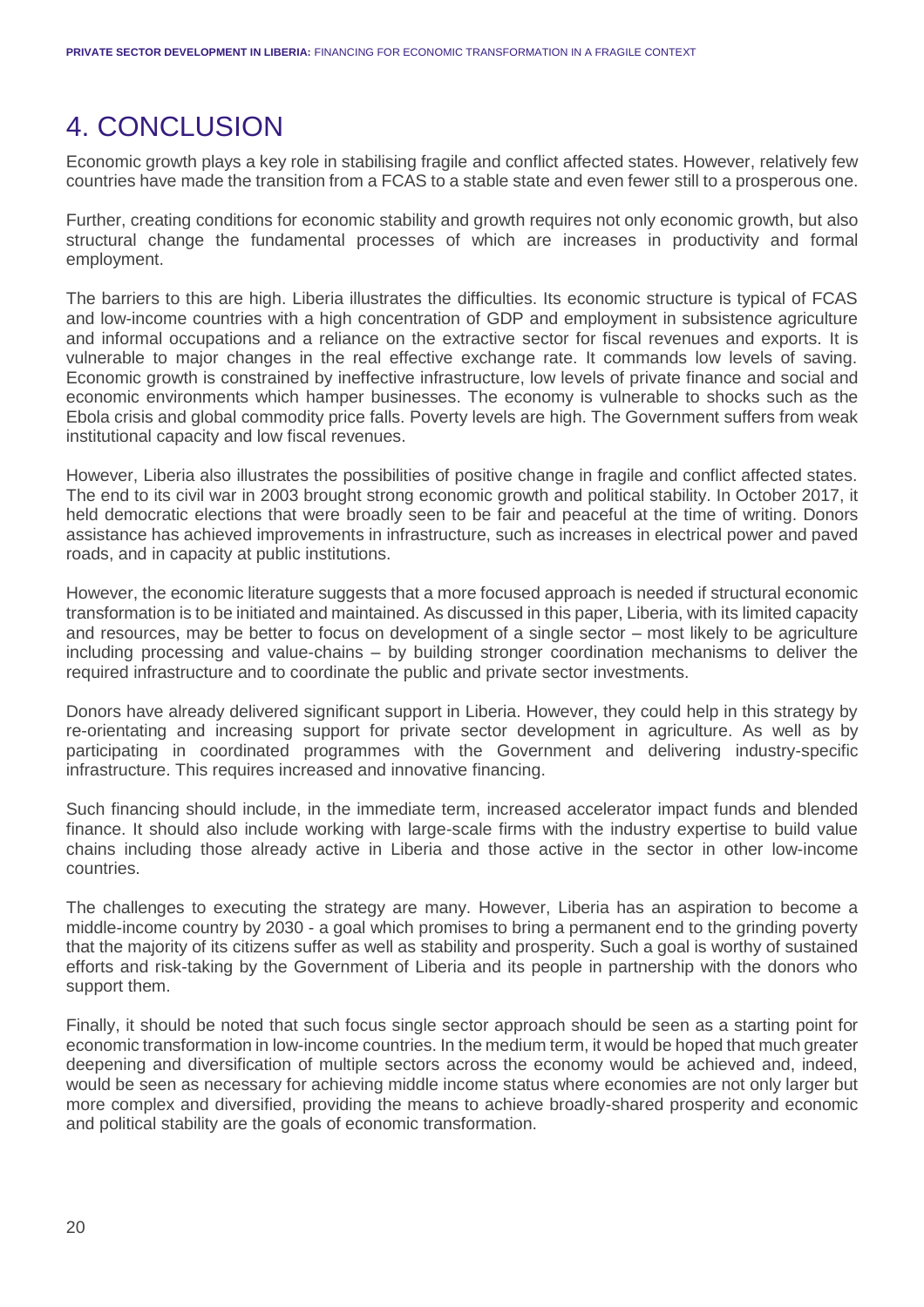# 4. CONCLUSION

Economic growth plays a key role in stabilising fragile and conflict affected states. However, relatively few countries have made the transition from a FCAS to a stable state and even fewer still to a prosperous one.

Further, creating conditions for economic stability and growth requires not only economic growth, but also structural change the fundamental processes of which are increases in productivity and formal employment.

The barriers to this are high. Liberia illustrates the difficulties. Its economic structure is typical of FCAS and low-income countries with a high concentration of GDP and employment in subsistence agriculture and informal occupations and a reliance on the extractive sector for fiscal revenues and exports. It is vulnerable to major changes in the real effective exchange rate. It commands low levels of saving. Economic growth is constrained by ineffective infrastructure, low levels of private finance and social and economic environments which hamper businesses. The economy is vulnerable to shocks such as the Ebola crisis and global commodity price falls. Poverty levels are high. The Government suffers from weak institutional capacity and low fiscal revenues.

However, Liberia also illustrates the possibilities of positive change in fragile and conflict affected states. The end to its civil war in 2003 brought strong economic growth and political stability. In October 2017, it held democratic elections that were broadly seen to be fair and peaceful at the time of writing. Donors assistance has achieved improvements in infrastructure, such as increases in electrical power and paved roads, and in capacity at public institutions.

However, the economic literature suggests that a more focused approach is needed if structural economic transformation is to be initiated and maintained. As discussed in this paper, Liberia, with its limited capacity and resources, may be better to focus on development of a single sector – most likely to be agriculture including processing and value-chains – by building stronger coordination mechanisms to deliver the required infrastructure and to coordinate the public and private sector investments.

Donors have already delivered significant support in Liberia. However, they could help in this strategy by re-orientating and increasing support for private sector development in agriculture. As well as by participating in coordinated programmes with the Government and delivering industry-specific infrastructure. This requires increased and innovative financing.

Such financing should include, in the immediate term, increased accelerator impact funds and blended finance. It should also include working with large-scale firms with the industry expertise to build value chains including those already active in Liberia and those active in the sector in other low-income countries.

The challenges to executing the strategy are many. However, Liberia has an aspiration to become a middle-income country by 2030 - a goal which promises to bring a permanent end to the grinding poverty that the majority of its citizens suffer as well as stability and prosperity. Such a goal is worthy of sustained efforts and risk-taking by the Government of Liberia and its people in partnership with the donors who support them.

Finally, it should be noted that such focus single sector approach should be seen as a starting point for economic transformation in low-income countries. In the medium term, it would be hoped that much greater deepening and diversification of multiple sectors across the economy would be achieved and, indeed, would be seen as necessary for achieving middle income status where economies are not only larger but more complex and diversified, providing the means to achieve broadly-shared prosperity and economic and political stability are the goals of economic transformation.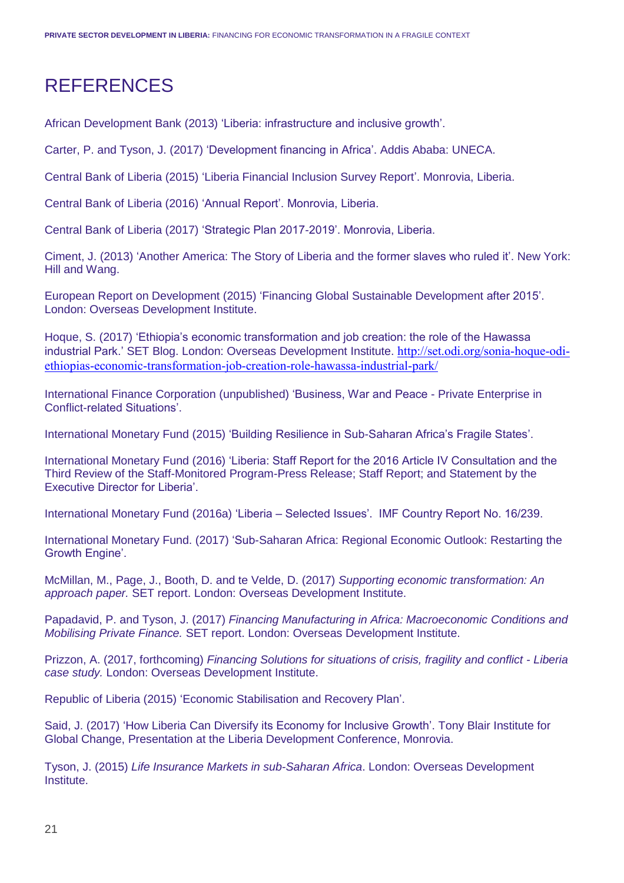# REFERENCES

African Development Bank (2013) 'Liberia: infrastructure and inclusive growth'.

Carter, P. and Tyson, J. (2017) 'Development financing in Africa'. Addis Ababa: UNECA.

Central Bank of Liberia (2015) 'Liberia Financial Inclusion Survey Report'. Monrovia, Liberia.

Central Bank of Liberia (2016) 'Annual Report'. Monrovia, Liberia.

Central Bank of Liberia (2017) 'Strategic Plan 2017-2019'. Monrovia, Liberia.

Ciment, J. (2013) 'Another America: The Story of Liberia and the former slaves who ruled it'. New York: Hill and Wang.

European Report on Development (2015) 'Financing Global Sustainable Development after 2015'. London: Overseas Development Institute.

Hoque, S. (2017) 'Ethiopia's economic transformation and job creation: the role of the Hawassa industrial Park.' SET Blog. London: Overseas Development Institute. http://set.odi.org/sonia-hoque-odi-ethiopias-economic-transformation-job-creation-role-hawassa-industrial-park/

International Finance Corporation (unpublished) 'Business, War and Peace - Private Enterprise in Conflict-related Situations'.

International Monetary Fund (2015) 'Building Resilience in Sub-Saharan Africa's Fragile States'.

International Monetary Fund (2016) 'Liberia: Staff Report for the 2016 Article IV Consultation and the Third Review of the Staff-Monitored Program-Press Release; Staff Report; and Statement by the Executive Director for Liberia'.

International Monetary Fund (2016a) 'Liberia – Selected Issues'. IMF Country Report No. 16/239.

International Monetary Fund. (2017) 'Sub-Saharan Africa: Regional Economic Outlook: Restarting the Growth Engine'.

McMillan, M., Page, J., Booth, D. and te Velde, D. (2017) *Supporting economic transformation: An approach paper.* SET report. London: Overseas Development Institute.

Papadavid, P. and Tyson, J. (2017) *Financing Manufacturing in Africa: Macroeconomic Conditions and Mobilising Private Finance.* SET report. London: Overseas Development Institute.

Prizzon, A. (2017, forthcoming) *Financing Solutions for situations of crisis, fragility and conflict - Liberia case study.* London: Overseas Development Institute.

Republic of Liberia (2015) 'Economic Stabilisation and Recovery Plan'.

Said, J. (2017) 'How Liberia Can Diversify its Economy for Inclusive Growth'. Tony Blair Institute for Global Change, Presentation at the Liberia Development Conference, Monrovia.

Tyson, J. (2015) *Life Insurance Markets in sub-Saharan Africa*. London: Overseas Development Institute.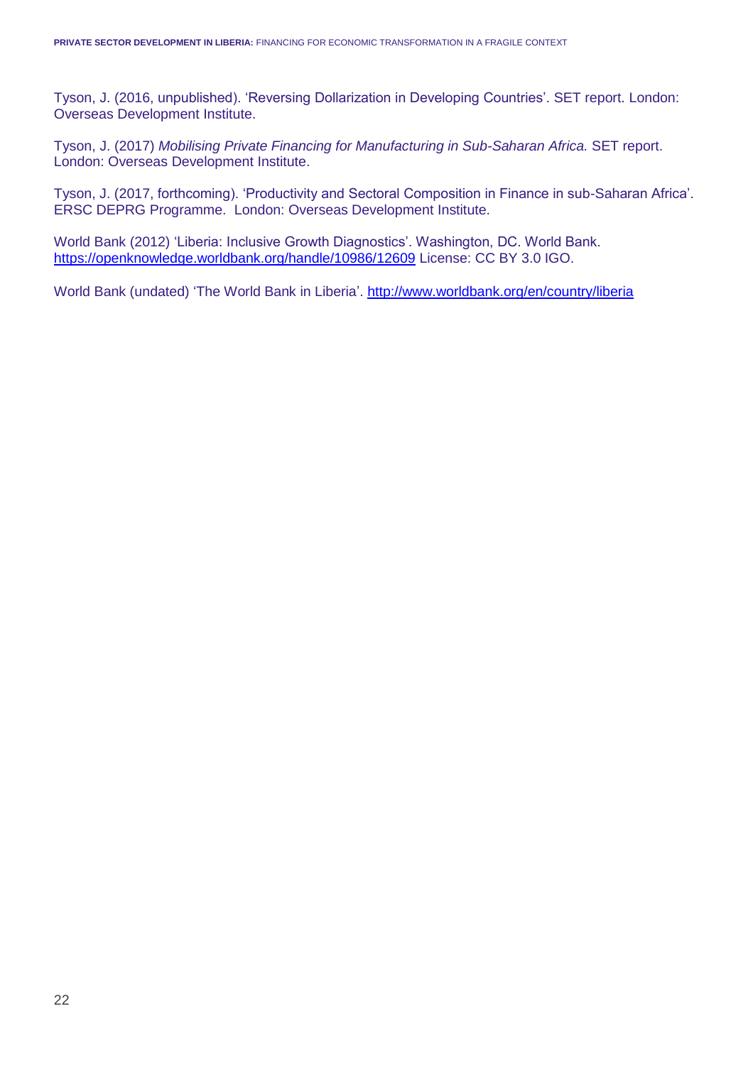Tyson, J. (2016, unpublished). 'Reversing Dollarization in Developing Countries'. SET report. London: Overseas Development Institute.

Tyson, J. (2017) *Mobilising Private Financing for Manufacturing in Sub-Saharan Africa.* SET report. London: Overseas Development Institute.

Tyson, J. (2017, forthcoming). 'Productivity and Sectoral Composition in Finance in sub-Saharan Africa'. ERSC DEPRG Programme. London: Overseas Development Institute.

World Bank (2012) 'Liberia: Inclusive Growth Diagnostics'. Washington, DC. World Bank. https://openknowledge.worldbank.org/handle/10986/12609 License: CC BY 3.0 IGO.

World Bank (undated) 'The World Bank in Liberia'. http://www.worldbank.org/en/country/liberia